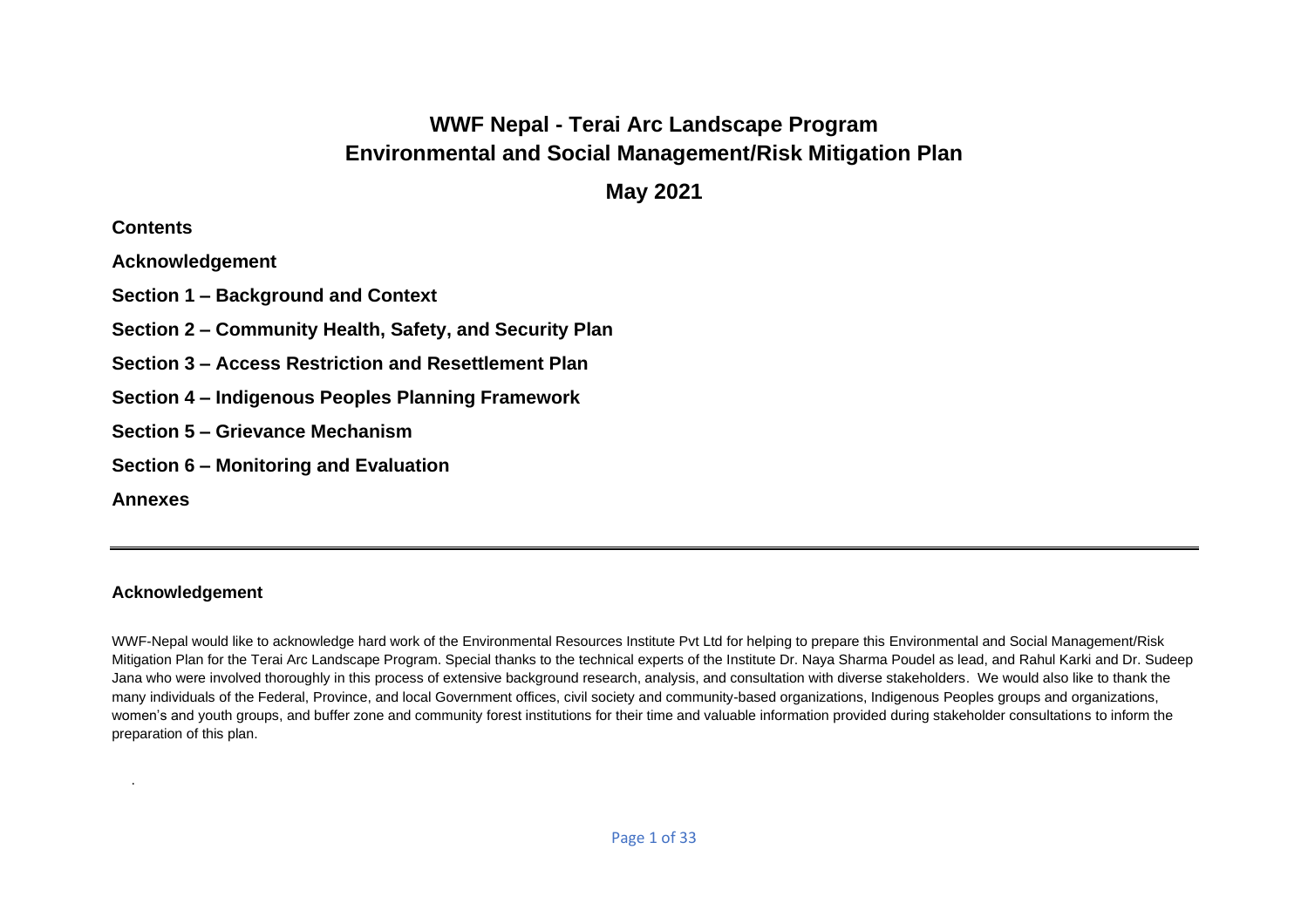# WWF Nepal - Terai Arc Landscape Program
# Environmental and Social Management/Risk Mitigation Plan

## May 2021

**Contents**

**Acknowledgement**

**Section 1 – Background and Context**

**Section 2 – Community Health, Safety, and Security Plan**

**Section 3 – Access Restriction and Resettlement Plan**

**Section 4 – Indigenous Peoples Planning Framework**

**Section 5 – Grievance Mechanism**

**Section 6 – Monitoring and Evaluation**

**Annexes**

---

## Acknowledgement

WWF-Nepal would like to acknowledge hard work of the Environmental Resources Institute Pvt Ltd for helping to prepare this Environmental and Social Management/Risk Mitigation Plan for the Terai Arc Landscape Program. Special thanks to the technical experts of the Institute Dr. Naya Sharma Poudel as lead, and Rahul Karki and Dr. Sudeep Jana who were involved thoroughly in this process of extensive background research, analysis, and consultation with diverse stakeholders. We would also like to thank the many individuals of the Federal, Province, and local Government offices, civil society and community-based organizations, Indigenous Peoples groups and organizations, women's and youth groups, and buffer zone and community forest institutions for their time and valuable information provided during stakeholder consultations to inform the preparation of this plan.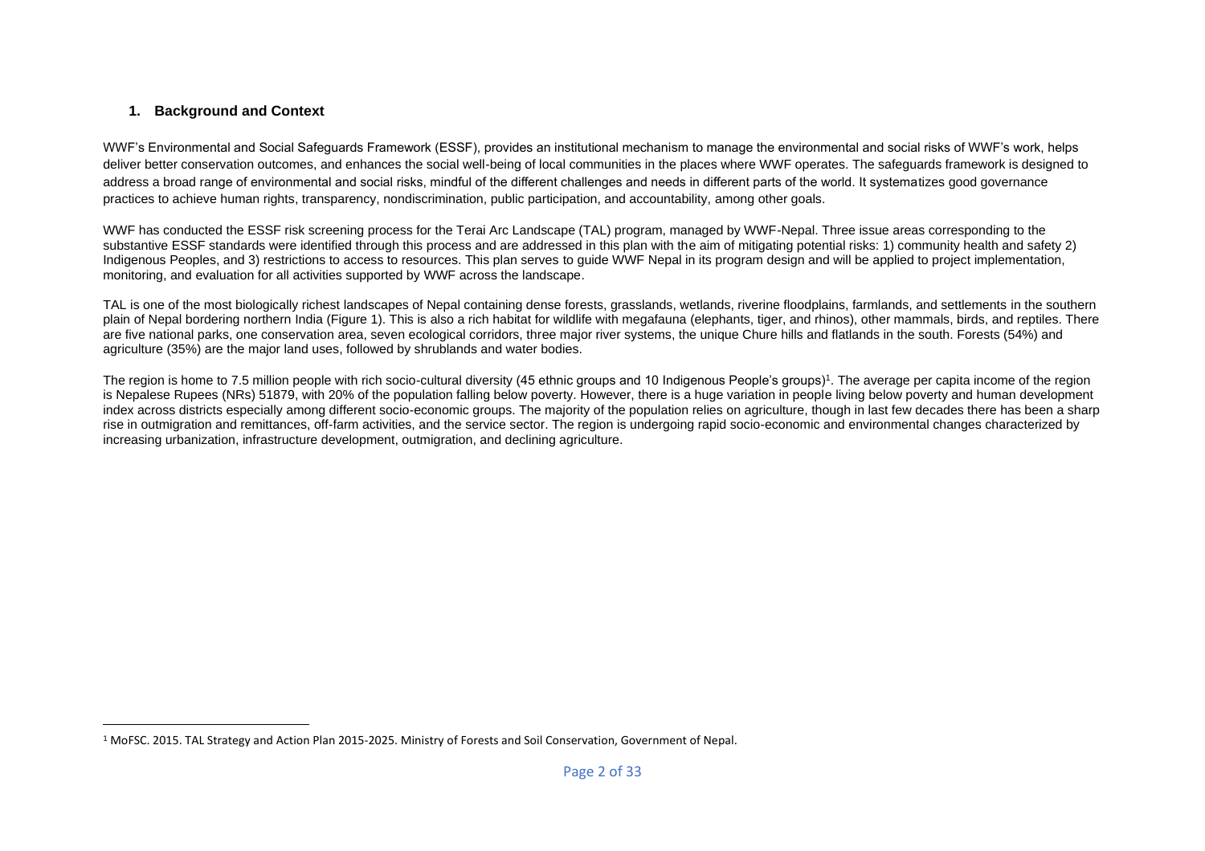## 1. Background and Context

WWF's Environmental and Social Safeguards Framework (ESSF), provides an institutional mechanism to manage the environmental and social risks of WWF's work, helps deliver better conservation outcomes, and enhances the social well-being of local communities in the places where WWF operates. The safeguards framework is designed to address a broad range of environmental and social risks, mindful of the different challenges and needs in different parts of the world. It systematizes good governance practices to achieve human rights, transparency, nondiscrimination, public participation, and accountability, among other goals.

WWF has conducted the ESSF risk screening process for the Terai Arc Landscape (TAL) program, managed by WWF-Nepal. Three issue areas corresponding to the substantive ESSF standards were identified through this process and are addressed in this plan with the aim of mitigating potential risks: 1) community health and safety 2) Indigenous Peoples, and 3) restrictions to access to resources. This plan serves to guide WWF Nepal in its program design and will be applied to project implementation, monitoring, and evaluation for all activities supported by WWF across the landscape.

TAL is one of the most biologically richest landscapes of Nepal containing dense forests, grasslands, wetlands, riverine floodplains, farmlands, and settlements in the southern plain of Nepal bordering northern India (Figure 1). This is also a rich habitat for wildlife with megafauna (elephants, tiger, and rhinos), other mammals, birds, and reptiles. There are five national parks, one conservation area, seven ecological corridors, three major river systems, the unique Chure hills and flatlands in the south. Forests (54%) and agriculture (35%) are the major land uses, followed by shrublands and water bodies.

The region is home to 7.5 million people with rich socio-cultural diversity (45 ethnic groups and 10 Indigenous People's groups)[1]. The average per capita income of the region is Nepalese Rupees (NRs) 51879, with 20% of the population falling below poverty. However, there is a huge variation in people living below poverty and human development index across districts especially among different socio-economic groups. The majority of the population relies on agriculture, though in last few decades there has been a sharp rise in outmigration and remittances, off-farm activities, and the service sector. The region is undergoing rapid socio-economic and environmental changes characterized by increasing urbanization, infrastructure development, outmigration, and declining agriculture.

[1] MoFSC. 2015. TAL Strategy and Action Plan 2015-2025. Ministry of Forests and Soil Conservation, Government of Nepal.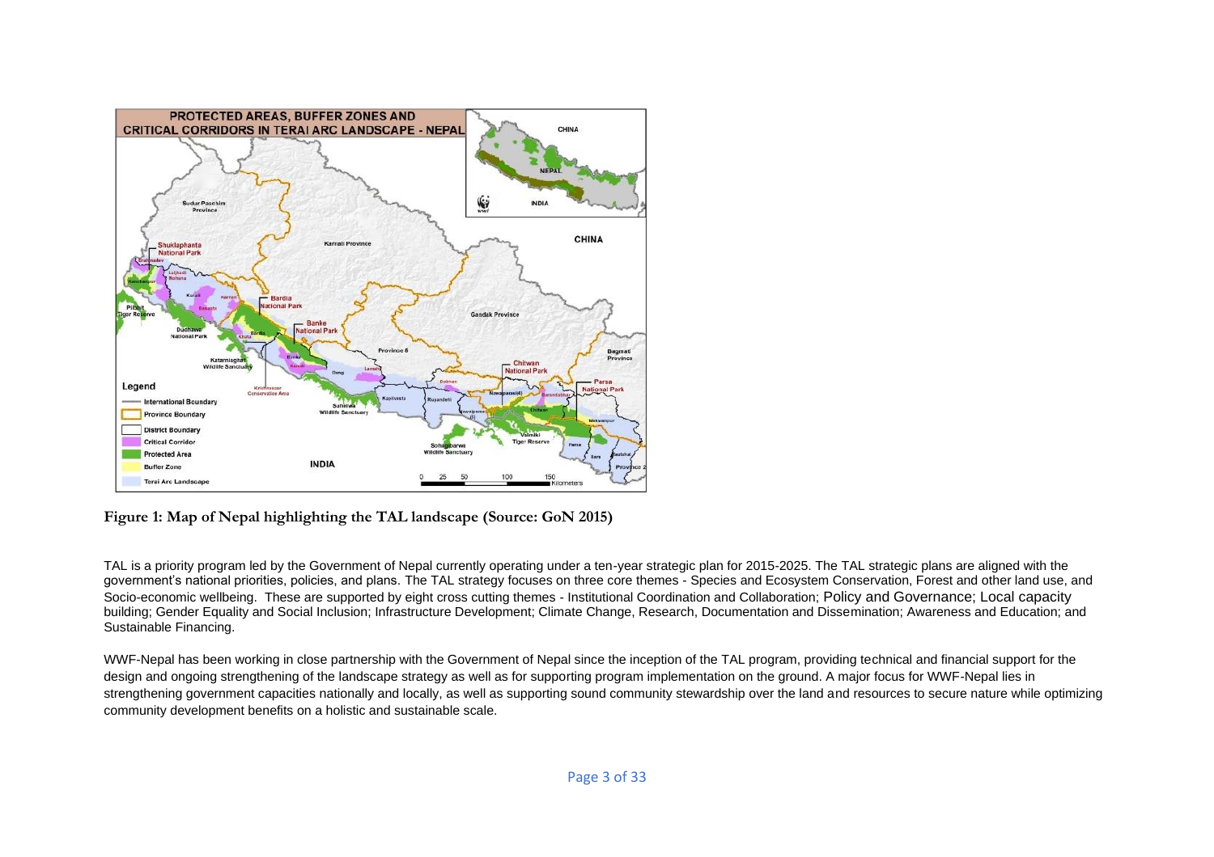**Figure 1: Map of Nepal highlighting the TAL landscape (Source: GoN 2015)**

TAL is a priority program led by the Government of Nepal currently operating under a ten-year strategic plan for 2015-2025. The TAL strategic plans are aligned with the government's national priorities, policies, and plans. The TAL strategy focuses on three core themes - Species and Ecosystem Conservation, Forest and other land use, and Socio-economic wellbeing. These are supported by eight cross cutting themes - Institutional Coordination and Collaboration; Policy and Governance; Local capacity building; Gender Equality and Social Inclusion; Infrastructure Development; Climate Change, Research, Documentation and Dissemination; Awareness and Education; and Sustainable Financing.

WWF-Nepal has been working in close partnership with the Government of Nepal since the inception of the TAL program, providing technical and financial support for the design and ongoing strengthening of the landscape strategy as well as for supporting program implementation on the ground. A major focus for WWF-Nepal lies in strengthening government capacities nationally and locally, as well as supporting sound community stewardship over the land and resources to secure nature while optimizing community development benefits on a holistic and sustainable scale.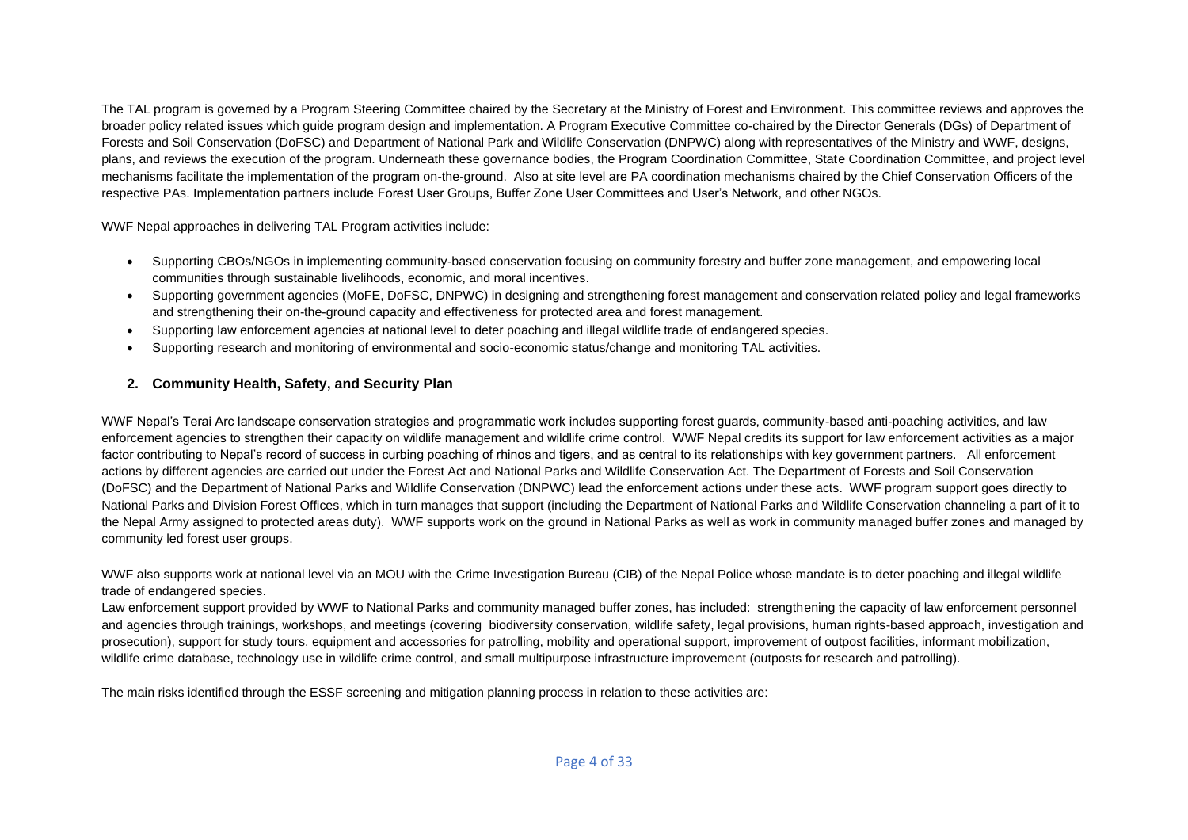The TAL program is governed by a Program Steering Committee chaired by the Secretary at the Ministry of Forest and Environment. This committee reviews and approves the broader policy related issues which guide program design and implementation. A Program Executive Committee co-chaired by the Director Generals (DGs) of Department of Forests and Soil Conservation (DoFSC) and Department of National Park and Wildlife Conservation (DNPWC) along with representatives of the Ministry and WWF, designs, plans, and reviews the execution of the program. Underneath these governance bodies, the Program Coordination Committee, State Coordination Committee, and project level mechanisms facilitate the implementation of the program on-the-ground. Also at site level are PA coordination mechanisms chaired by the Chief Conservation Officers of the respective PAs. Implementation partners include Forest User Groups, Buffer Zone User Committees and User's Network, and other NGOs.

WWF Nepal approaches in delivering TAL Program activities include:

- Supporting CBOs/NGOs in implementing community-based conservation focusing on community forestry and buffer zone management, and empowering local communities through sustainable livelihoods, economic, and moral incentives.
- Supporting government agencies (MoFE, DoFSC, DNPWC) in designing and strengthening forest management and conservation related policy and legal frameworks and strengthening their on-the-ground capacity and effectiveness for protected area and forest management.
- Supporting law enforcement agencies at national level to deter poaching and illegal wildlife trade of endangered species.
- Supporting research and monitoring of environmental and socio-economic status/change and monitoring TAL activities.

## 2. Community Health, Safety, and Security Plan

WWF Nepal's Terai Arc landscape conservation strategies and programmatic work includes supporting forest guards, community-based anti-poaching activities, and law enforcement agencies to strengthen their capacity on wildlife management and wildlife crime control. WWF Nepal credits its support for law enforcement activities as a major factor contributing to Nepal's record of success in curbing poaching of rhinos and tigers, and as central to its relationships with key government partners. All enforcement actions by different agencies are carried out under the Forest Act and National Parks and Wildlife Conservation Act. The Department of Forests and Soil Conservation (DoFSC) and the Department of National Parks and Wildlife Conservation (DNPWC) lead the enforcement actions under these acts. WWF program support goes directly to National Parks and Division Forest Offices, which in turn manages that support (including the Department of National Parks and Wildlife Conservation channeling a part of it to the Nepal Army assigned to protected areas duty). WWF supports work on the ground in National Parks as well as work in community managed buffer zones and managed by community led forest user groups.

WWF also supports work at national level via an MOU with the Crime Investigation Bureau (CIB) of the Nepal Police whose mandate is to deter poaching and illegal wildlife trade of endangered species.

Law enforcement support provided by WWF to National Parks and community managed buffer zones, has included: strengthening the capacity of law enforcement personnel and agencies through trainings, workshops, and meetings (covering biodiversity conservation, wildlife safety, legal provisions, human rights-based approach, investigation and prosecution), support for study tours, equipment and accessories for patrolling, mobility and operational support, improvement of outpost facilities, informant mobilization, wildlife crime database, technology use in wildlife crime control, and small multipurpose infrastructure improvement (outposts for research and patrolling).

The main risks identified through the ESSF screening and mitigation planning process in relation to these activities are: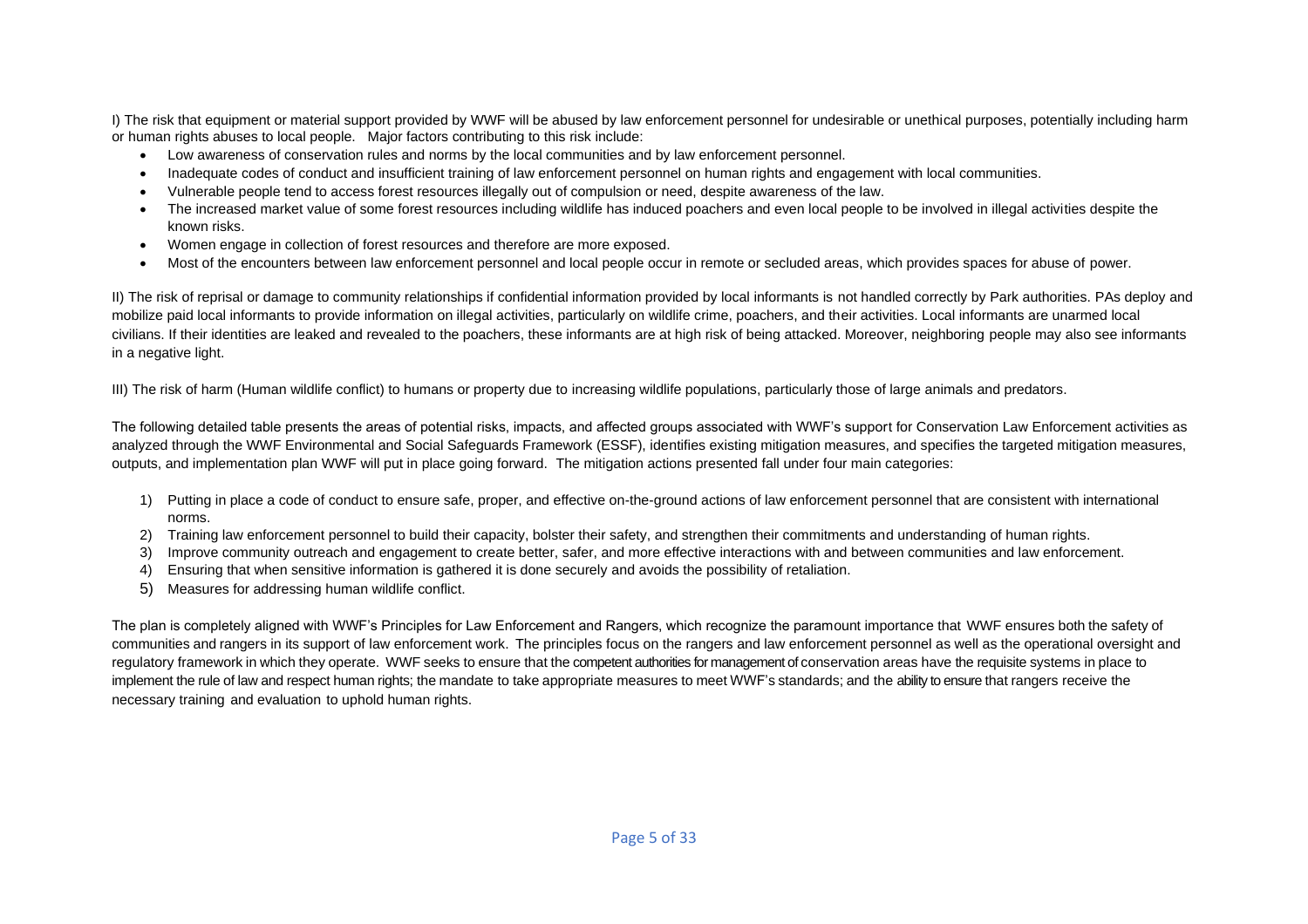I) The risk that equipment or material support provided by WWF will be abused by law enforcement personnel for undesirable or unethical purposes, potentially including harm or human rights abuses to local people. Major factors contributing to this risk include:

- Low awareness of conservation rules and norms by the local communities and by law enforcement personnel.
- Inadequate codes of conduct and insufficient training of law enforcement personnel on human rights and engagement with local communities.
- Vulnerable people tend to access forest resources illegally out of compulsion or need, despite awareness of the law.
- The increased market value of some forest resources including wildlife has induced poachers and even local people to be involved in illegal activities despite the known risks.
- Women engage in collection of forest resources and therefore are more exposed.
- Most of the encounters between law enforcement personnel and local people occur in remote or secluded areas, which provides spaces for abuse of power.

II) The risk of reprisal or damage to community relationships if confidential information provided by local informants is not handled correctly by Park authorities. PAs deploy and mobilize paid local informants to provide information on illegal activities, particularly on wildlife crime, poachers, and their activities. Local informants are unarmed local civilians. If their identities are leaked and revealed to the poachers, these informants are at high risk of being attacked. Moreover, neighboring people may also see informants in a negative light.

III) The risk of harm (Human wildlife conflict) to humans or property due to increasing wildlife populations, particularly those of large animals and predators.

The following detailed table presents the areas of potential risks, impacts, and affected groups associated with WWF's support for Conservation Law Enforcement activities as analyzed through the WWF Environmental and Social Safeguards Framework (ESSF), identifies existing mitigation measures, and specifies the targeted mitigation measures, outputs, and implementation plan WWF will put in place going forward. The mitigation actions presented fall under four main categories:

1) Putting in place a code of conduct to ensure safe, proper, and effective on-the-ground actions of law enforcement personnel that are consistent with international norms.
2) Training law enforcement personnel to build their capacity, bolster their safety, and strengthen their commitments and understanding of human rights.
3) Improve community outreach and engagement to create better, safer, and more effective interactions with and between communities and law enforcement.
4) Ensuring that when sensitive information is gathered it is done securely and avoids the possibility of retaliation.
5) Measures for addressing human wildlife conflict.

The plan is completely aligned with WWF's Principles for Law Enforcement and Rangers, which recognize the paramount importance that WWF ensures both the safety of communities and rangers in its support of law enforcement work. The principles focus on the rangers and law enforcement personnel as well as the operational oversight and regulatory framework in which they operate. WWF seeks to ensure that the competent authorities for management of conservation areas have the requisite systems in place to implement the rule of law and respect human rights; the mandate to take appropriate measures to meet WWF's standards; and the ability to ensure that rangers receive the necessary training and evaluation to uphold human rights.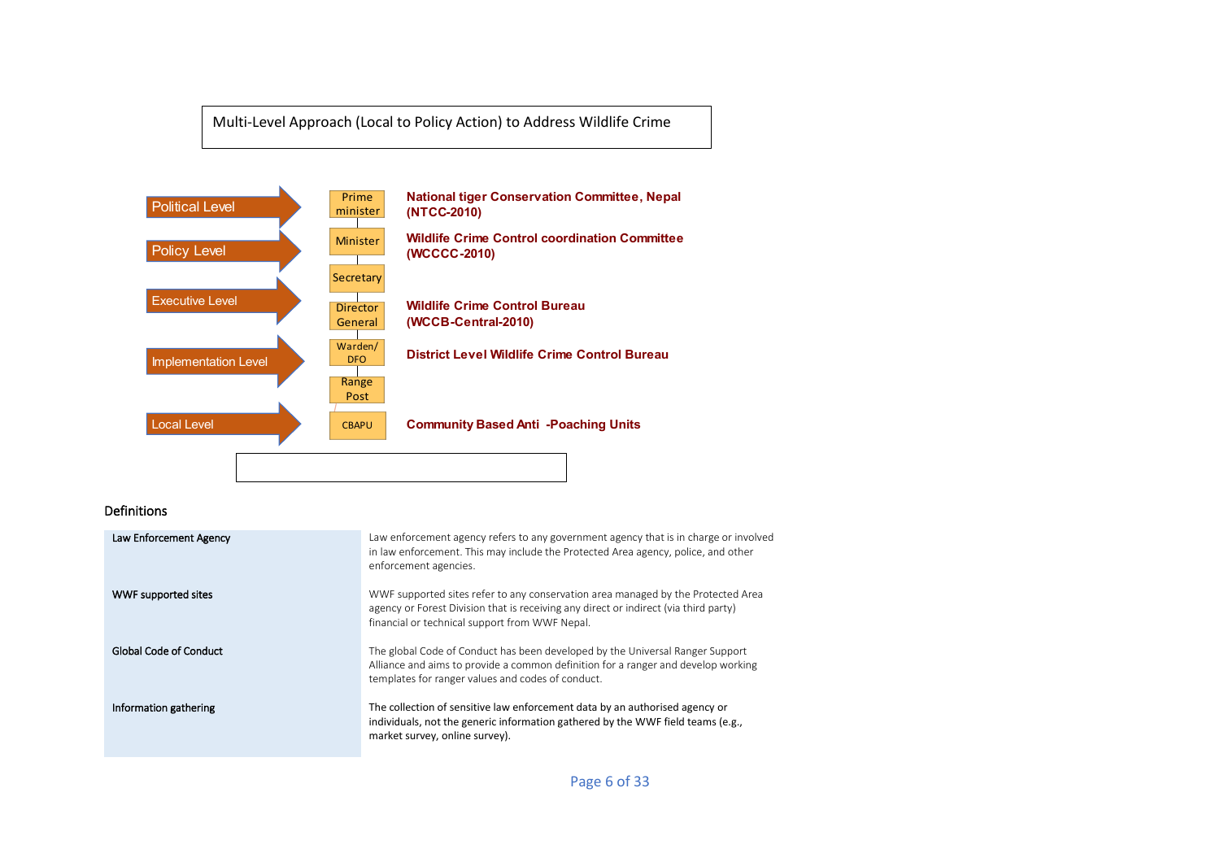Multi-Level Approach (Local to Policy Action) to Address Wildlife Crime

| Level | Authority | Body |
|---|---|---|
| Political Level | Prime minister | National tiger Conservation Committee, Nepal (NTCC-2010) |
| Policy Level | Minister | Wildlife Crime Control coordination Committee (WCCCC-2010) |
| Executive Level | Secretary | |
| | Director General | Wildlife Crime Control Bureau (WCCB-Central-2010) |
| Implementation Level | Warden/ DFO | District Level Wildlife Crime Control Bureau |
| | Range Post | |
| Local Level | CBAPU | Community Based Anti -Poaching Units |

## Definitions

| | |
|---|---|
| Law Enforcement Agency | Law enforcement agency refers to any government agency that is in charge or involved in law enforcement. This may include the Protected Area agency, police, and other enforcement agencies. |
| WWF supported sites | WWF supported sites refer to any conservation area managed by the Protected Area agency or Forest Division that is receiving any direct or indirect (via third party) financial or technical support from WWF Nepal. |
| Global Code of Conduct | The global Code of Conduct has been developed by the Universal Ranger Support Alliance and aims to provide a common definition for a ranger and develop working templates for ranger values and codes of conduct. |
| Information gathering | The collection of sensitive law enforcement data by an authorised agency or individuals, not the generic information gathered by the WWF field teams (e.g., market survey, online survey). |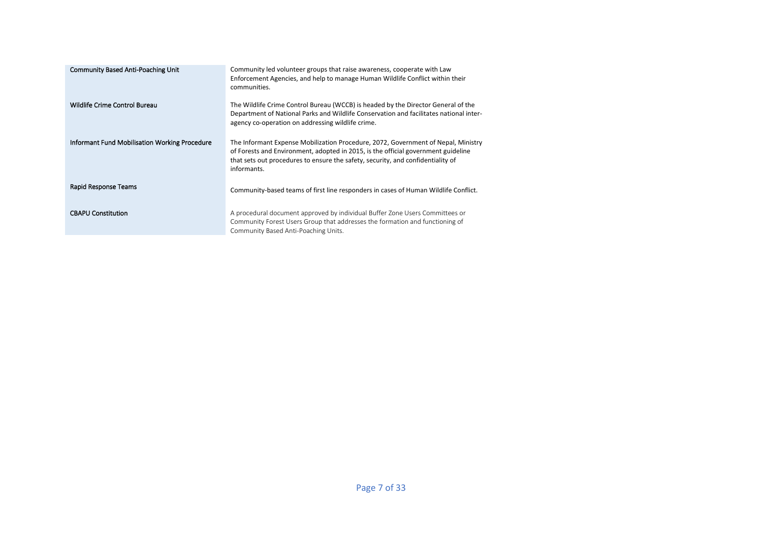| | |
|---|---|
| Community Based Anti-Poaching Unit | Community led volunteer groups that raise awareness, cooperate with Law Enforcement Agencies, and help to manage Human Wildlife Conflict within their communities. |
| Wildlife Crime Control Bureau | The Wildlife Crime Control Bureau (WCCB) is headed by the Director General of the Department of National Parks and Wildlife Conservation and facilitates national inter-agency co-operation on addressing wildlife crime. |
| Informant Fund Mobilisation Working Procedure | The Informant Expense Mobilization Procedure, 2072, Government of Nepal, Ministry of Forests and Environment, adopted in 2015, is the official government guideline that sets out procedures to ensure the safety, security, and confidentiality of informants. |
| Rapid Response Teams | Community-based teams of first line responders in cases of Human Wildlife Conflict. |
| CBAPU Constitution | A procedural document approved by individual Buffer Zone Users Committees or Community Forest Users Group that addresses the formation and functioning of Community Based Anti-Poaching Units. |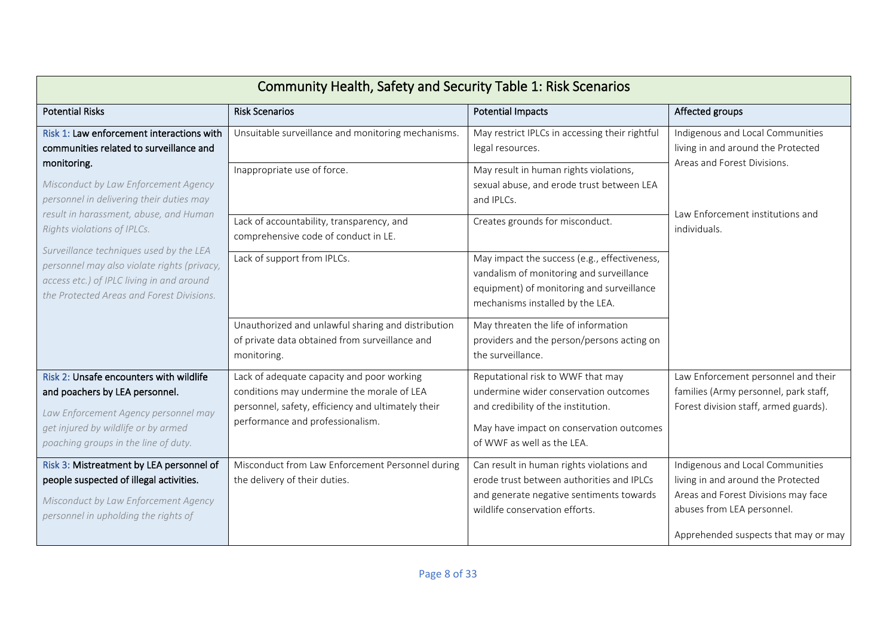| Community Health, Safety and Security Table 1: Risk Scenarios | | | |
|---|---|---|---|
| Potential Risks | Risk Scenarios | Potential Impacts | Affected groups |
| Risk 1: **Law enforcement interactions with communities related to surveillance and monitoring.** *Misconduct by Law Enforcement Agency personnel in delivering their duties may result in harassment, abuse, and Human Rights violations of IPLCs.* *Surveillance techniques used by the LEA personnel may also violate rights (privacy, access etc.) of IPLC living in and around the Protected Areas and Forest Divisions.* | Unsuitable surveillance and monitoring mechanisms. | May restrict IPLCs in accessing their rightful legal resources. | Indigenous and Local Communities living in and around the Protected Areas and Forest Divisions. Law Enforcement institutions and individuals. |
| | Inappropriate use of force. | May result in human rights violations, sexual abuse, and erode trust between LEA and IPLCs. | |
| | Lack of accountability, transparency, and comprehensive code of conduct in LE. | Creates grounds for misconduct. | |
| | Lack of support from IPLCs. | May impact the success (e.g., effectiveness, vandalism of monitoring and surveillance equipment) of monitoring and surveillance mechanisms installed by the LEA. | |
| | Unauthorized and unlawful sharing and distribution of private data obtained from surveillance and monitoring. | May threaten the life of information providers and the person/persons acting on the surveillance. | |
| Risk 2: **Unsafe encounters with wildlife and poachers by LEA personnel.** *Law Enforcement Agency personnel may get injured by wildlife or by armed poaching groups in the line of duty.* | Lack of adequate capacity and poor working conditions may undermine the morale of LEA personnel, safety, efficiency and ultimately their performance and professionalism. | Reputational risk to WWF that may undermine wider conservation outcomes and credibility of the institution. May have impact on conservation outcomes of WWF as well as the LEA. | Law Enforcement personnel and their families (Army personnel, park staff, Forest division staff, armed guards). |
| Risk 3: **Mistreatment by LEA personnel of people suspected of illegal activities.** *Misconduct by Law Enforcement Agency personnel in upholding the rights of* | Misconduct from Law Enforcement Personnel during the delivery of their duties. | Can result in human rights violations and erode trust between authorities and IPLCs and generate negative sentiments towards wildlife conservation efforts. | Indigenous and Local Communities living in and around the Protected Areas and Forest Divisions may face abuses from LEA personnel. Apprehended suspects that may or may |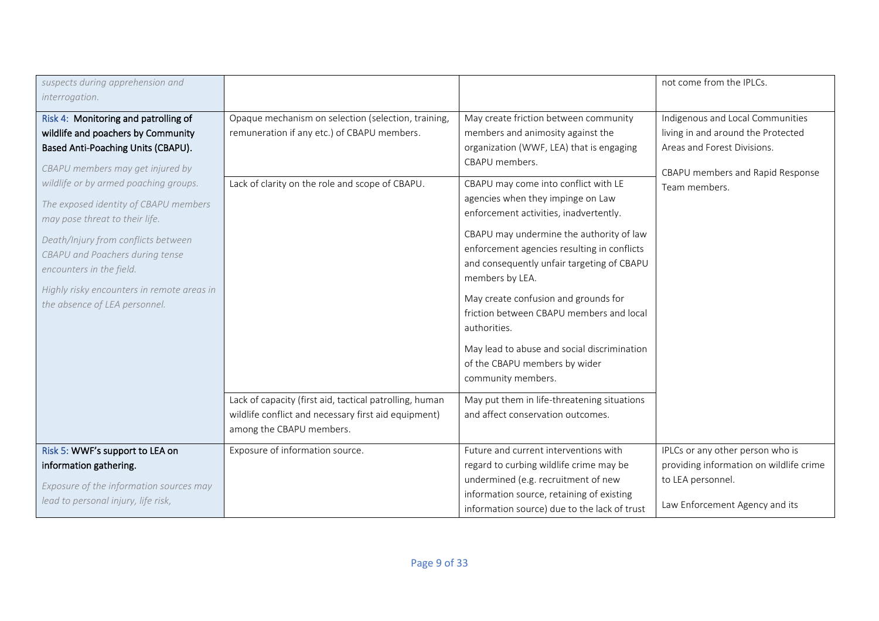| | | | |
|---|---|---|---|
| *suspects during apprehension and interrogation.* | | | not come from the IPLCs. |
| Risk 4: **Monitoring and patrolling of wildlife and poachers by Community Based Anti-Poaching Units (CBAPU).**<br><br>*CBAPU members may get injured by wildlife or by armed poaching groups.*<br><br>*The exposed identity of CBAPU members may pose threat to their life.*<br><br>*Death/Injury from conflicts between CBAPU and Poachers during tense encounters in the field.*<br><br>*Highly risky encounters in remote areas in the absence of LEA personnel.* | Opaque mechanism on selection (selection, training, remuneration if any etc.) of CBAPU members. | May create friction between community members and animosity against the organization (WWF, LEA) that is engaging CBAPU members. | Indigenous and Local Communities living in and around the Protected Areas and Forest Divisions.<br><br>CBAPU members and Rapid Response Team members. |
| | Lack of clarity on the role and scope of CBAPU. | CBAPU may come into conflict with LE agencies when they impinge on Law enforcement activities, inadvertently.<br><br>CBAPU may undermine the authority of law enforcement agencies resulting in conflicts and consequently unfair targeting of CBAPU members by LEA.<br><br>May create confusion and grounds for friction between CBAPU members and local authorities.<br><br>May lead to abuse and social discrimination of the CBAPU members by wider community members. | |
| | Lack of capacity (first aid, tactical patrolling, human wildlife conflict and necessary first aid equipment) among the CBAPU members. | May put them in life-threatening situations and affect conservation outcomes. | |
| Risk 5: **WWF's support to LEA on information gathering.**<br><br>*Exposure of the information sources may lead to personal injury, life risk,* | Exposure of information source. | Future and current interventions with regard to curbing wildlife crime may be undermined (e.g. recruitment of new information source, retaining of existing information source) due to the lack of trust | IPLCs or any other person who is providing information on wildlife crime to LEA personnel.<br><br>Law Enforcement Agency and its |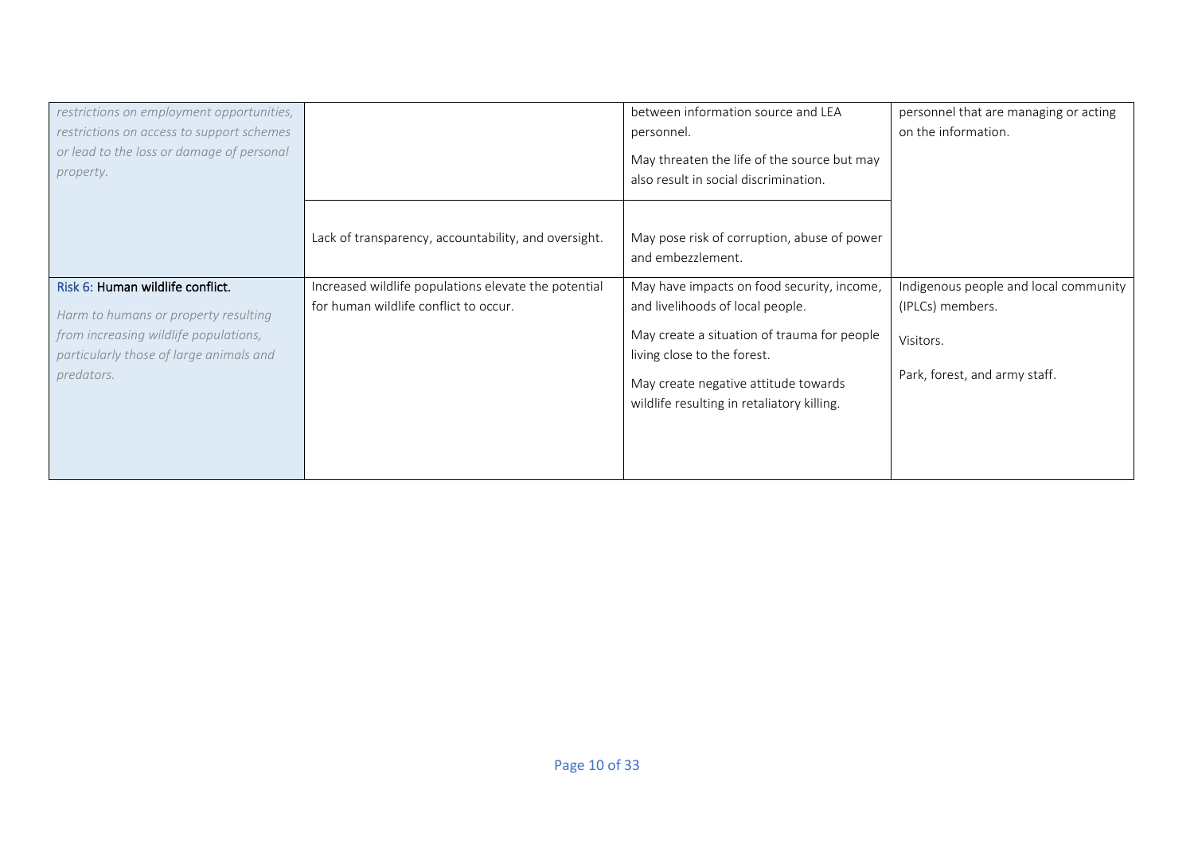| | | | |
|---|---|---|---|
| *restrictions on employment opportunities, restrictions on access to support schemes or lead to the loss or damage of personal property.* | | between information source and LEA personnel.<br><br>May threaten the life of the source but may also result in social discrimination. | personnel that are managing or acting on the information. |
| | Lack of transparency, accountability, and oversight. | May pose risk of corruption, abuse of power and embezzlement. | |
| Risk 6: Human wildlife conflict.<br><br>*Harm to humans or property resulting from increasing wildlife populations, particularly those of large animals and predators.* | Increased wildlife populations elevate the potential for human wildlife conflict to occur. | May have impacts on food security, income, and livelihoods of local people.<br><br>May create a situation of trauma for people living close to the forest.<br><br>May create negative attitude towards wildlife resulting in retaliatory killing. | Indigenous people and local community (IPLCs) members.<br><br>Visitors.<br><br>Park, forest, and army staff. |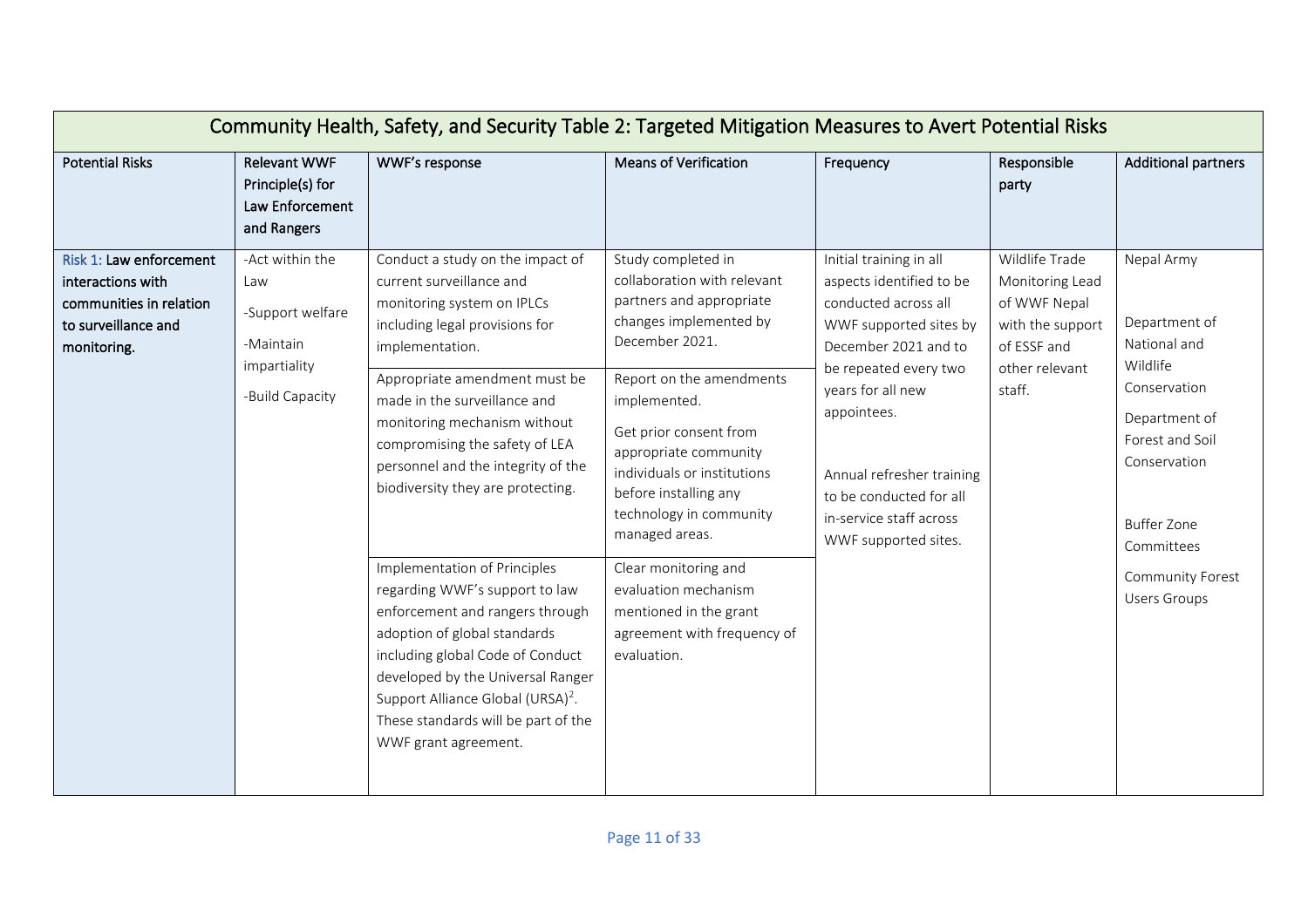| Community Health, Safety, and Security Table 2: Targeted Mitigation Measures to Avert Potential Risks | | | | | | |
|---|---|---|---|---|---|---|
| **Potential Risks** | **Relevant WWF Principle(s) for Law Enforcement and Rangers** | **WWF's response** | **Means of Verification** | **Frequency** | **Responsible party** | **Additional partners** |
| **Risk 1: Law enforcement interactions with communities in relation to surveillance and monitoring.** | -Act within the Law<br><br>-Support welfare<br><br>-Maintain impartiality<br><br>-Build Capacity | Conduct a study on the impact of current surveillance and monitoring system on IPLCs including legal provisions for implementation. | Study completed in collaboration with relevant partners and appropriate changes implemented by December 2021. | Initial training in all aspects identified to be conducted across all WWF supported sites by December 2021 and to be repeated every two years for all new appointees.<br><br>Annual refresher training to be conducted for all in-service staff across WWF supported sites. | Wildlife Trade Monitoring Lead of WWF Nepal with the support of ESSF and other relevant staff. | Nepal Army<br><br>Department of National and Wildlife Conservation<br><br>Department of Forest and Soil Conservation<br><br>Buffer Zone Committees<br><br>Community Forest Users Groups |
| | | Appropriate amendment must be made in the surveillance and monitoring mechanism without compromising the safety of LEA personnel and the integrity of the biodiversity they are protecting. | Report on the amendments implemented.<br><br>Get prior consent from appropriate community individuals or institutions before installing any technology in community managed areas. | | | |
| | | Implementation of Principles regarding WWF's support to law enforcement and rangers through adoption of global standards including global Code of Conduct developed by the Universal Ranger Support Alliance Global (URSA)[2]. These standards will be part of the WWF grant agreement. | Clear monitoring and evaluation mechanism mentioned in the grant agreement with frequency of evaluation. | | | |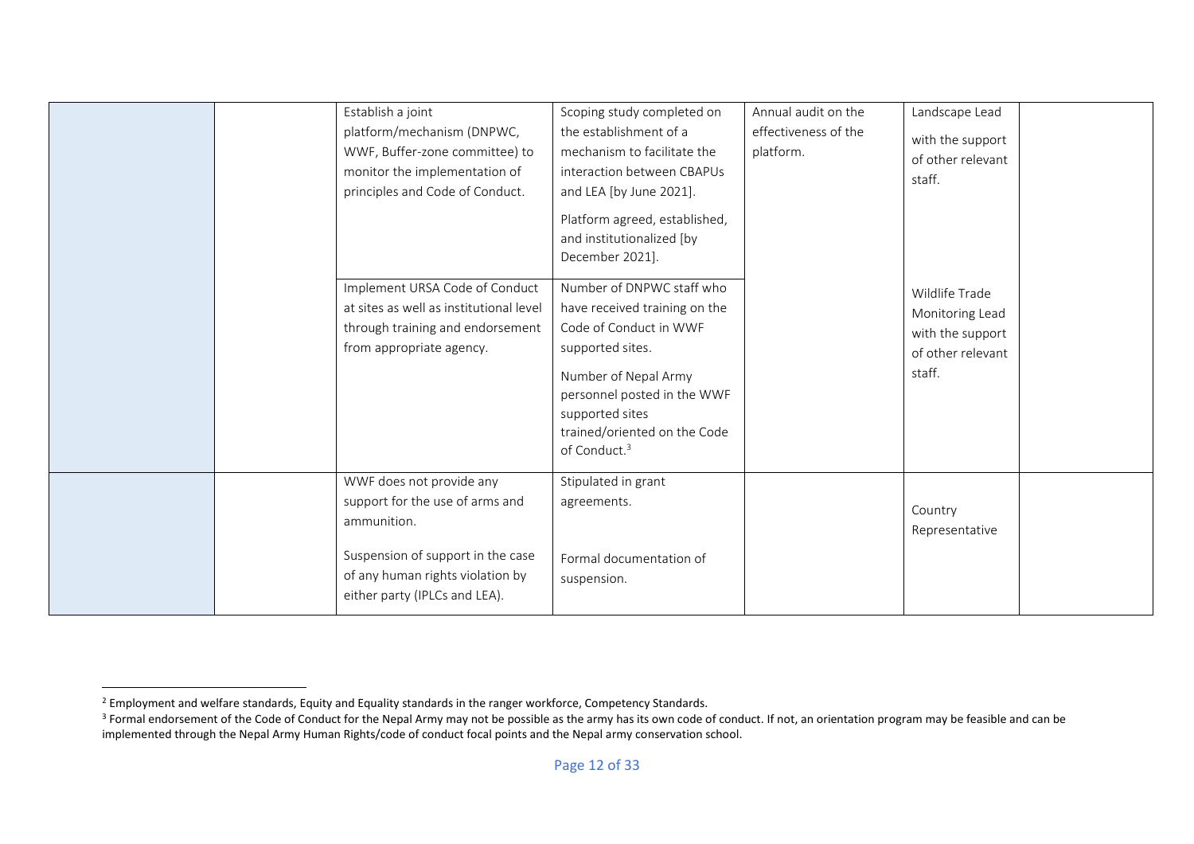| | | | | | | |
|---|---|---|---|---|---|---|
| | | Establish a joint platform/mechanism (DNPWC, WWF, Buffer-zone committee) to monitor the implementation of principles and Code of Conduct. | Scoping study completed on the establishment of a mechanism to facilitate the interaction between CBAPUs and LEA [by June 2021].<br><br>Platform agreed, established, and institutionalized [by December 2021]. | Annual audit on the effectiveness of the platform. | Landscape Lead<br><br>with the support of other relevant staff. | |
| | | Implement URSA Code of Conduct at sites as well as institutional level through training and endorsement from appropriate agency. | Number of DNPWC staff who have received training on the Code of Conduct in WWF supported sites.<br><br>Number of Nepal Army personnel posted in the WWF supported sites trained/oriented on the Code of Conduct.[3] | | Wildlife Trade Monitoring Lead with the support of other relevant staff. | |
| | | WWF does not provide any support for the use of arms and ammunition.<br><br>Suspension of support in the case of any human rights violation by either party (IPLCs and LEA). | Stipulated in grant agreements.<br><br>Formal documentation of suspension. | | Country Representative | |

[2] Employment and welfare standards, Equity and Equality standards in the ranger workforce, Competency Standards.

[3] Formal endorsement of the Code of Conduct for the Nepal Army may not be possible as the army has its own code of conduct. If not, an orientation program may be feasible and can be implemented through the Nepal Army Human Rights/code of conduct focal points and the Nepal army conservation school.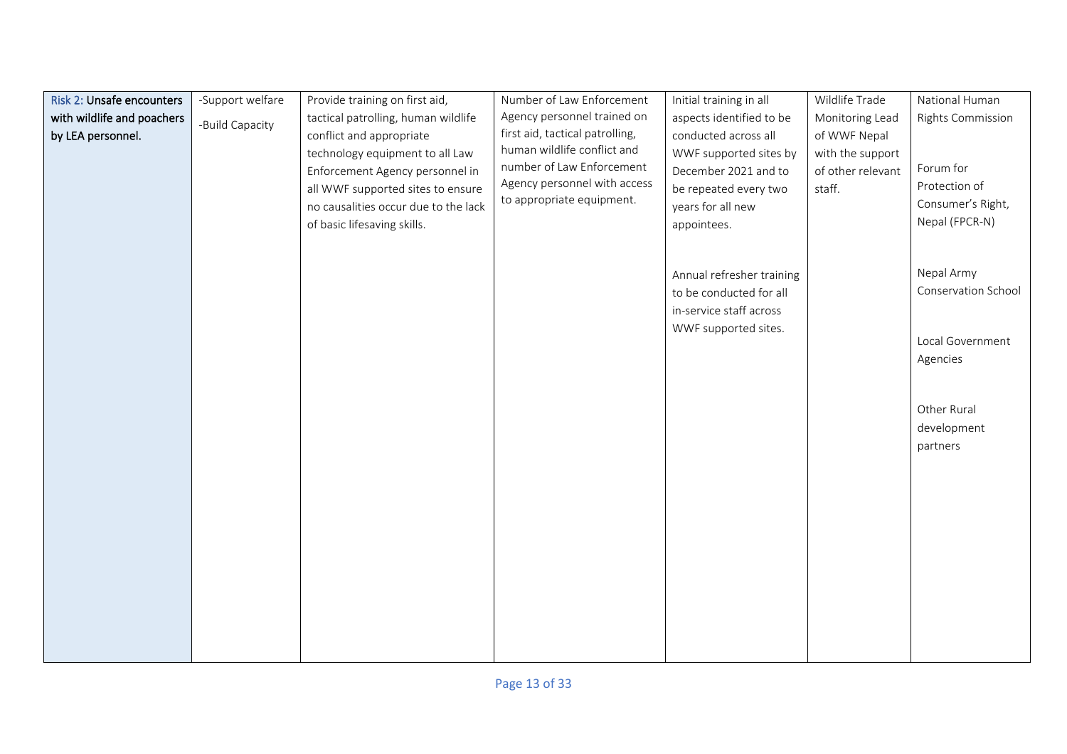| Risk 2: Unsafe encounters with wildlife and poachers by LEA personnel. | -Support welfare<br>-Build Capacity | Provide training on first aid, tactical patrolling, human wildlife conflict and appropriate technology equipment to all Law Enforcement Agency personnel in all WWF supported sites to ensure no causalities occur due to the lack of basic lifesaving skills. | Number of Law Enforcement Agency personnel trained on first aid, tactical patrolling, human wildlife conflict and number of Law Enforcement Agency personnel with access to appropriate equipment. | Initial training in all aspects identified to be conducted across all WWF supported sites by December 2021 and to be repeated every two years for all new appointees.<br><br>Annual refresher training to be conducted for all in-service staff across WWF supported sites. | Wildlife Trade Monitoring Lead of WWF Nepal with the support of other relevant staff. | National Human Rights Commission<br><br>Forum for Protection of Consumer's Right, Nepal (FPCR-N)<br><br>Nepal Army Conservation School<br><br>Local Government Agencies<br><br>Other Rural development partners |
|---|---|---|---|---|---|---|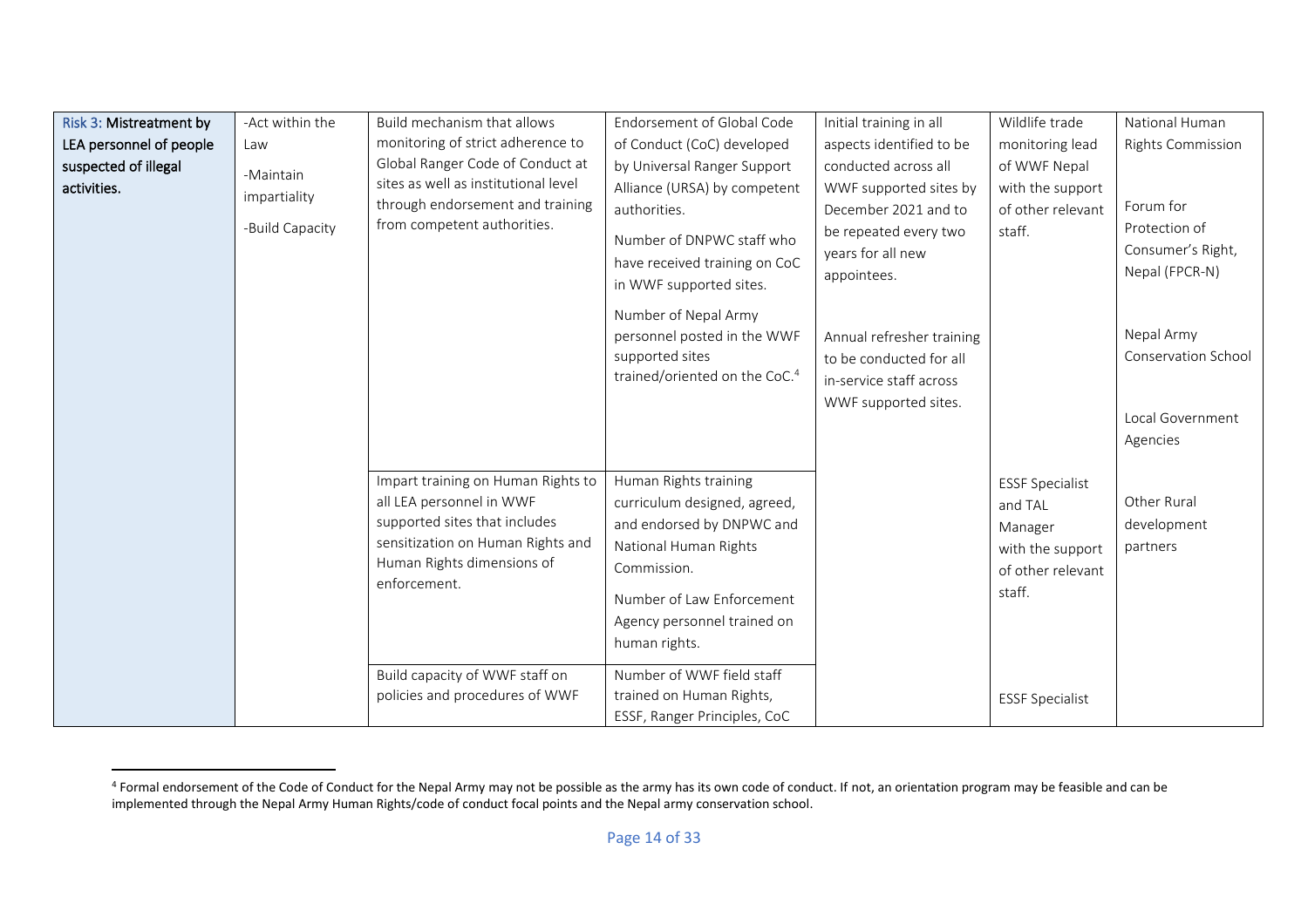| Risk 3: Mistreatment by LEA personnel of people suspected of illegal activities. | -Act within the Law<br>-Maintain impartiality<br>-Build Capacity | Build mechanism that allows monitoring of strict adherence to Global Ranger Code of Conduct at sites as well as institutional level through endorsement and training from competent authorities. | Endorsement of Global Code of Conduct (CoC) developed by Universal Ranger Support Alliance (URSA) by competent authorities.<br>Number of DNPWC staff who have received training on CoC in WWF supported sites.<br>Number of Nepal Army personnel posted in the WWF supported sites trained/oriented on the CoC.[4] | Initial training in all aspects identified to be conducted across all WWF supported sites by December 2021 and to be repeated every two years for all new appointees.<br>Annual refresher training to be conducted for all in-service staff across WWF supported sites. | Wildlife trade monitoring lead of WWF Nepal with the support of other relevant staff. | National Human Rights Commission<br>Forum for Protection of Consumer's Right, Nepal (FPCR-N)<br>Nepal Army Conservation School<br>Local Government Agencies<br>Other Rural development partners |
|---|---|---|---|---|---|---|
| | | Impart training on Human Rights to all LEA personnel in WWF supported sites that includes sensitization on Human Rights and Human Rights dimensions of enforcement. | Human Rights training curriculum designed, agreed, and endorsed by DNPWC and National Human Rights Commission.<br>Number of Law Enforcement Agency personnel trained on human rights. | | ESSF Specialist and TAL Manager with the support of other relevant staff. | |
| | | Build capacity of WWF staff on policies and procedures of WWF | Number of WWF field staff trained on Human Rights, ESSF, Ranger Principles, CoC | | ESSF Specialist | |

[4] Formal endorsement of the Code of Conduct for the Nepal Army may not be possible as the army has its own code of conduct. If not, an orientation program may be feasible and can be implemented through the Nepal Army Human Rights/code of conduct focal points and the Nepal army conservation school.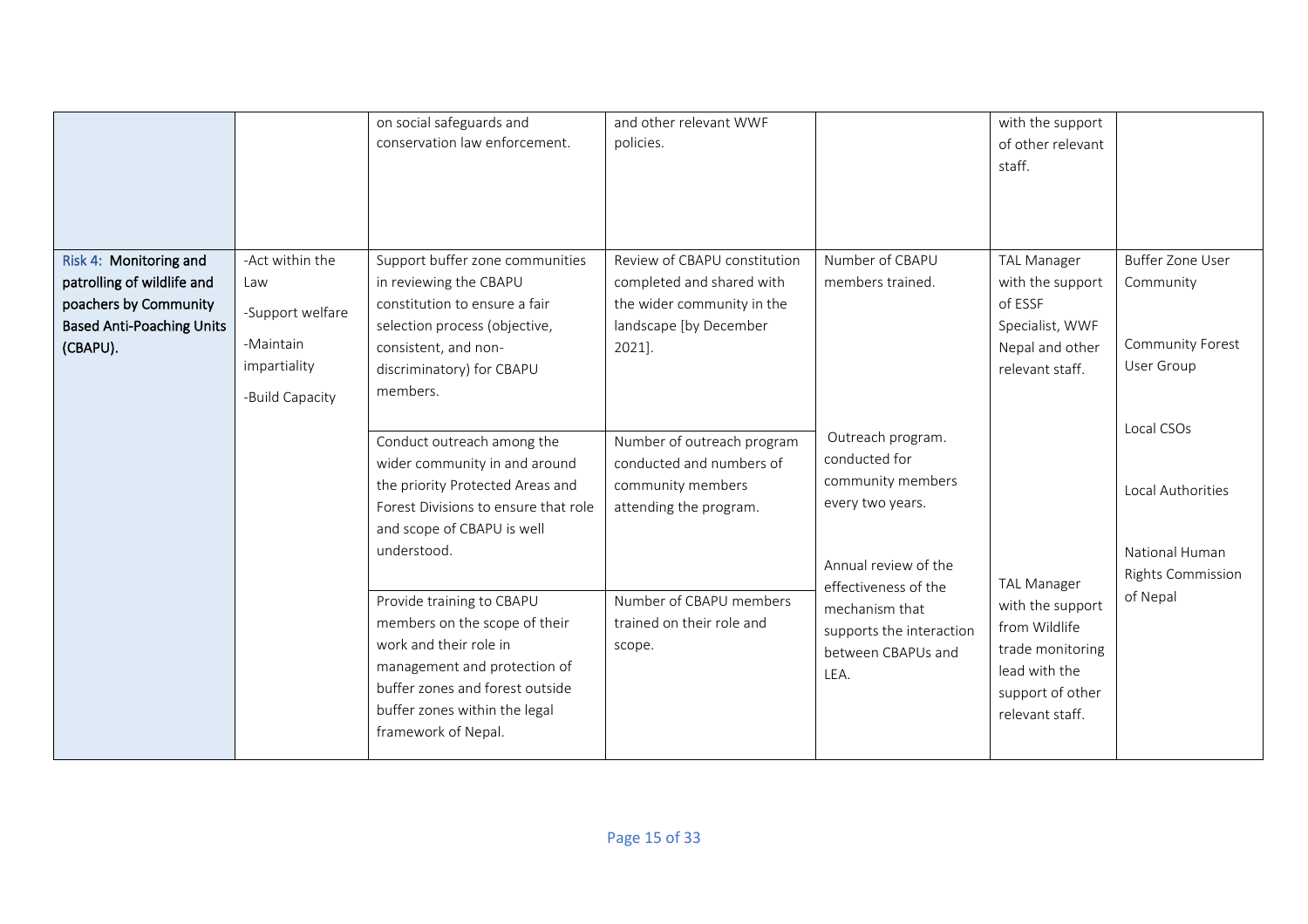| | | on social safeguards and conservation law enforcement. | and other relevant WWF policies. | | with the support of other relevant staff. | |
|---|---|---|---|---|---|---|
| **Risk 4: Monitoring and patrolling of wildlife and poachers by Community Based Anti-Poaching Units (CBAPU).** | -Act within the Law<br>-Support welfare<br>-Maintain impartiality<br>-Build Capacity | Support buffer zone communities in reviewing the CBAPU constitution to ensure a fair selection process (objective, consistent, and non-discriminatory) for CBAPU members. | Review of CBAPU constitution completed and shared with the wider community in the landscape [by December 2021]. | Number of CBAPU members trained. | TAL Manager with the support of ESSF Specialist, WWF Nepal and other relevant staff. | Buffer Zone User Community<br><br>Community Forest User Group<br><br>Local CSOs<br><br>Local Authorities<br><br>National Human Rights Commission of Nepal |
| | | Conduct outreach among the wider community in and around the priority Protected Areas and Forest Divisions to ensure that role and scope of CBAPU is well understood. | Number of outreach program conducted and numbers of community members attending the program. | Outreach program. conducted for community members every two years. | | |
| | | Provide training to CBAPU members on the scope of their work and their role in management and protection of buffer zones and forest outside buffer zones within the legal framework of Nepal. | Number of CBAPU members trained on their role and scope. | Annual review of the effectiveness of the mechanism that supports the interaction between CBAPUs and LEA. | TAL Manager with the support from Wildlife trade monitoring lead with the support of other relevant staff. | |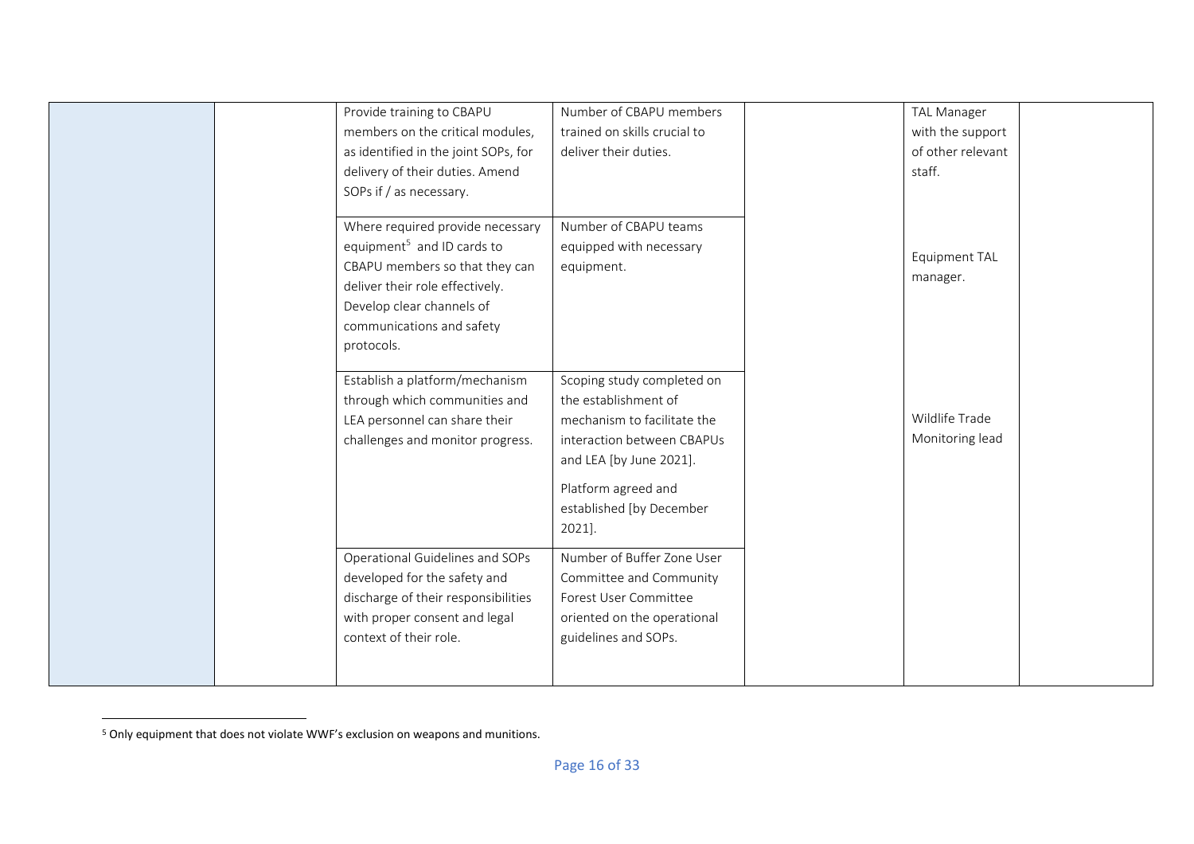| | | | | | | |
|---|---|---|---|---|---|---|
| | | Provide training to CBAPU members on the critical modules, as identified in the joint SOPs, for delivery of their duties. Amend SOPs if / as necessary. | Number of CBAPU members trained on skills crucial to deliver their duties. | | TAL Manager with the support of other relevant staff. | |
| | | Where required provide necessary equipment[5] and ID cards to CBAPU members so that they can deliver their role effectively. Develop clear channels of communications and safety protocols. | Number of CBAPU teams equipped with necessary equipment. | | Equipment TAL manager. | |
| | | Establish a platform/mechanism through which communities and LEA personnel can share their challenges and monitor progress. | Scoping study completed on the establishment of mechanism to facilitate the interaction between CBAPUs and LEA [by June 2021].<br><br>Platform agreed and established [by December 2021]. | | Wildlife Trade Monitoring lead | |
| | | Operational Guidelines and SOPs developed for the safety and discharge of their responsibilities with proper consent and legal context of their role. | Number of Buffer Zone User Committee and Community Forest User Committee oriented on the operational guidelines and SOPs. | | | |

[5] Only equipment that does not violate WWF's exclusion on weapons and munitions.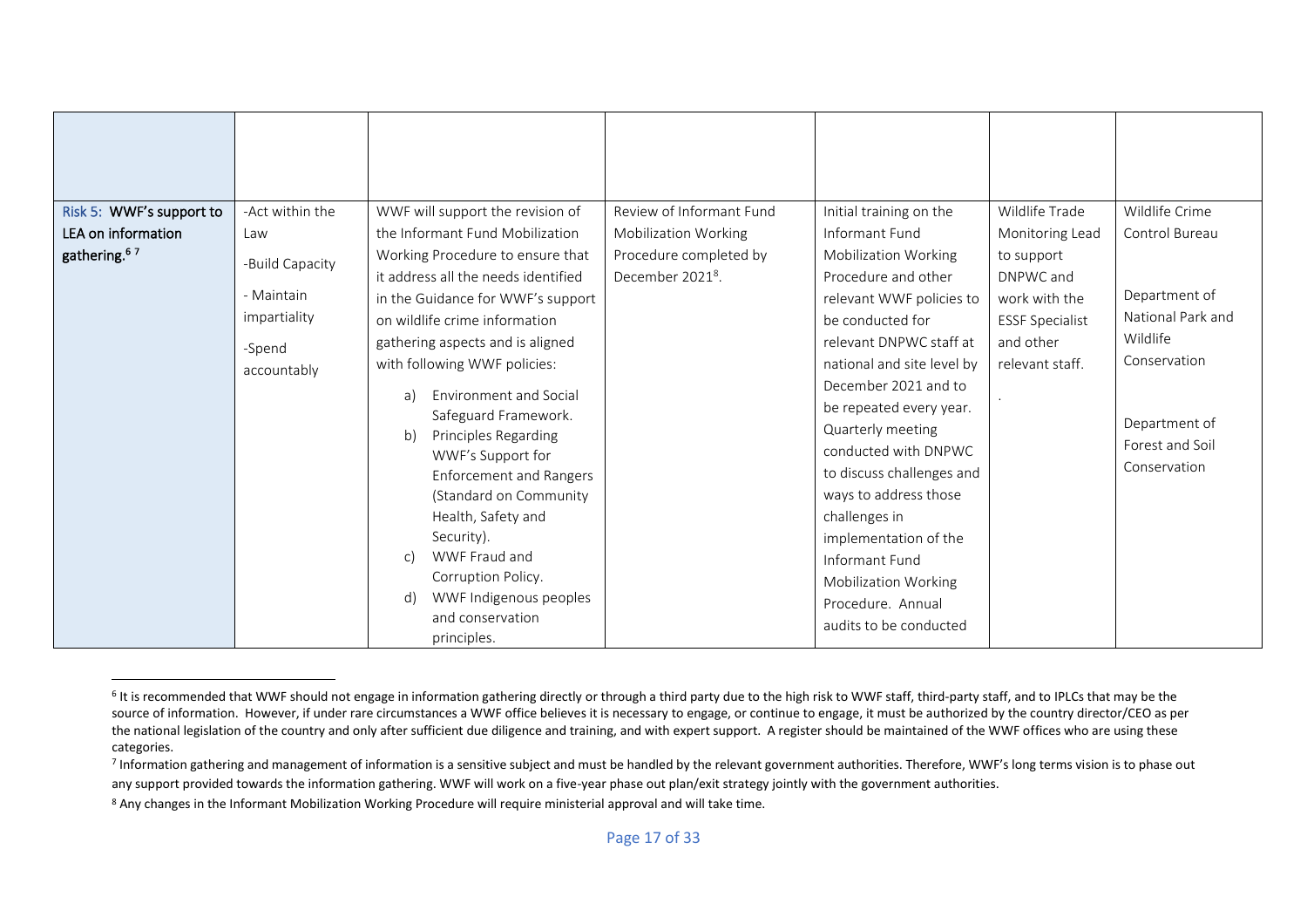| | | | | | | |
|---|---|---|---|---|---|---|
| | | | | | | |
| Risk 5: WWF's support to LEA on information gathering.[6] [7] | -Act within the Law<br>-Build Capacity<br>- Maintain impartiality<br>-Spend accountably | WWF will support the revision of the Informant Fund Mobilization Working Procedure to ensure that it address all the needs identified in the Guidance for WWF's support on wildlife crime information gathering aspects and is aligned with following WWF policies:<br>a) Environment and Social Safeguard Framework.<br>b) Principles Regarding WWF's Support for Enforcement and Rangers (Standard on Community Health, Safety and Security).<br>c) WWF Fraud and Corruption Policy.<br>d) WWF Indigenous peoples and conservation principles. | Review of Informant Fund Mobilization Working Procedure completed by December 2021[8]. | Initial training on the Informant Fund Mobilization Working Procedure and other relevant WWF policies to be conducted for relevant DNPWC staff at national and site level by December 2021 and to be repeated every year. Quarterly meeting conducted with DNPWC to discuss challenges and ways to address those challenges in implementation of the Informant Fund Mobilization Working Procedure. Annual audits to be conducted | Wildlife Trade Monitoring Lead to support DNPWC and work with the ESSF Specialist and other relevant staff.<br>. | Wildlife Crime Control Bureau<br><br>Department of National Park and Wildlife Conservation<br><br>Department of Forest and Soil Conservation |

[6] It is recommended that WWF should not engage in information gathering directly or through a third party due to the high risk to WWF staff, third-party staff, and to IPLCs that may be the source of information. However, if under rare circumstances a WWF office believes it is necessary to engage, or continue to engage, it must be authorized by the country director/CEO as per the national legislation of the country and only after sufficient due diligence and training, and with expert support. A register should be maintained of the WWF offices who are using these categories.

[7] Information gathering and management of information is a sensitive subject and must be handled by the relevant government authorities. Therefore, WWF's long terms vision is to phase out any support provided towards the information gathering. WWF will work on a five-year phase out plan/exit strategy jointly with the government authorities.

[8] Any changes in the Informant Mobilization Working Procedure will require ministerial approval and will take time.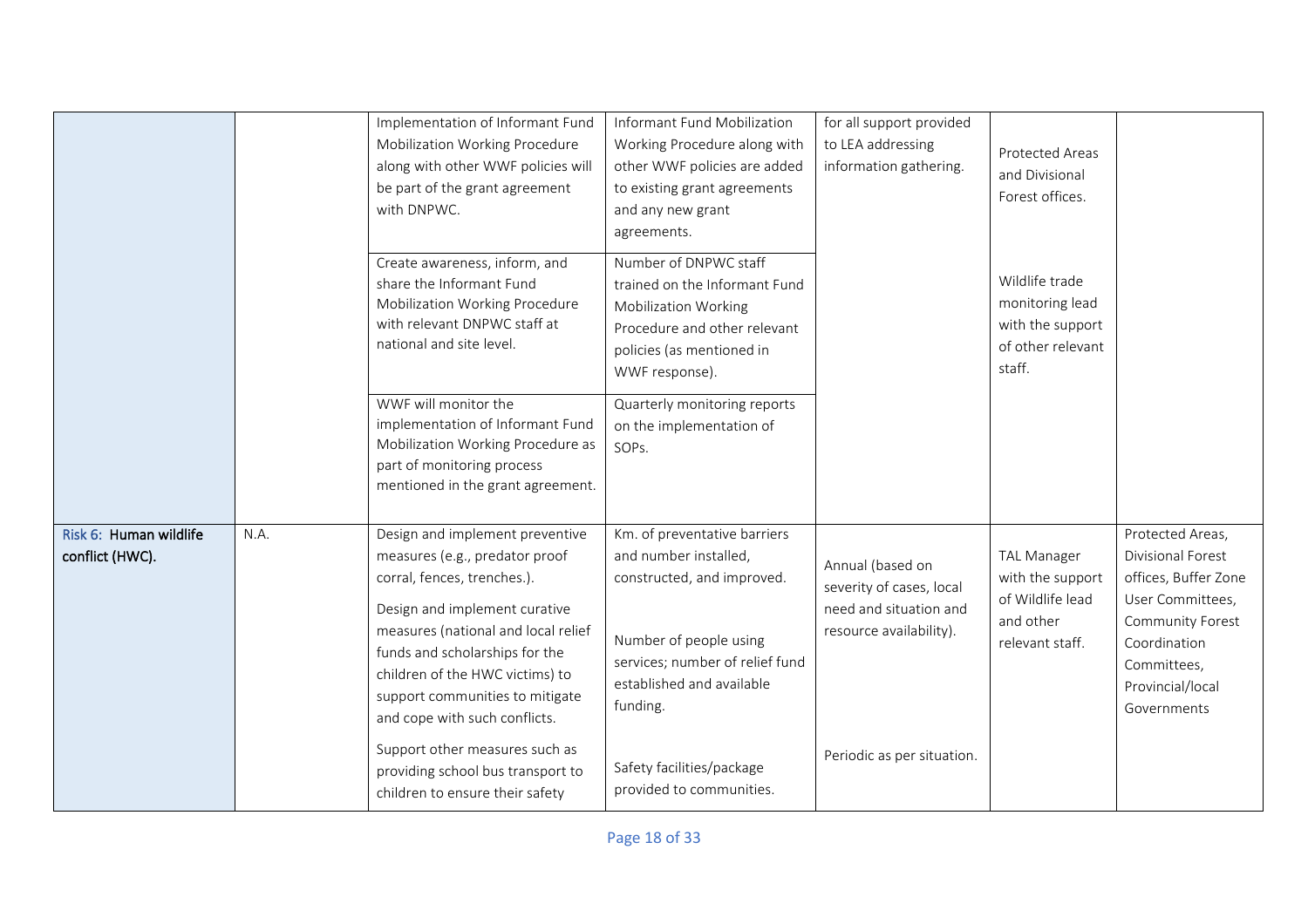| | | | | | | |
|---|---|---|---|---|---|---|
| | | Implementation of Informant Fund Mobilization Working Procedure along with other WWF policies will be part of the grant agreement with DNPWC. | Informant Fund Mobilization Working Procedure along with other WWF policies are added to existing grant agreements and any new grant agreements. | for all support provided to LEA addressing information gathering. | Protected Areas and Divisional Forest offices. | |
| | | Create awareness, inform, and share the Informant Fund Mobilization Working Procedure with relevant DNPWC staff at national and site level. | Number of DNPWC staff trained on the Informant Fund Mobilization Working Procedure and other relevant policies (as mentioned in WWF response). | | Wildlife trade monitoring lead with the support of other relevant staff. | |
| | | WWF will monitor the implementation of Informant Fund Mobilization Working Procedure as part of monitoring process mentioned in the grant agreement. | Quarterly monitoring reports on the implementation of SOPs. | | | |
| Risk 6: Human wildlife conflict (HWC). | N.A. | Design and implement preventive measures (e.g., predator proof corral, fences, trenches.).<br><br>Design and implement curative measures (national and local relief funds and scholarships for the children of the HWC victims) to support communities to mitigate and cope with such conflicts.<br><br>Support other measures such as providing school bus transport to children to ensure their safety | Km. of preventative barriers and number installed, constructed, and improved.<br><br>Number of people using services; number of relief fund established and available funding.<br><br>Safety facilities/package provided to communities. | Annual (based on severity of cases, local need and situation and resource availability).<br><br>Periodic as per situation. | TAL Manager with the support of Wildlife lead and other relevant staff. | Protected Areas, Divisional Forest offices, Buffer Zone User Committees, Community Forest Coordination Committees, Provincial/local Governments |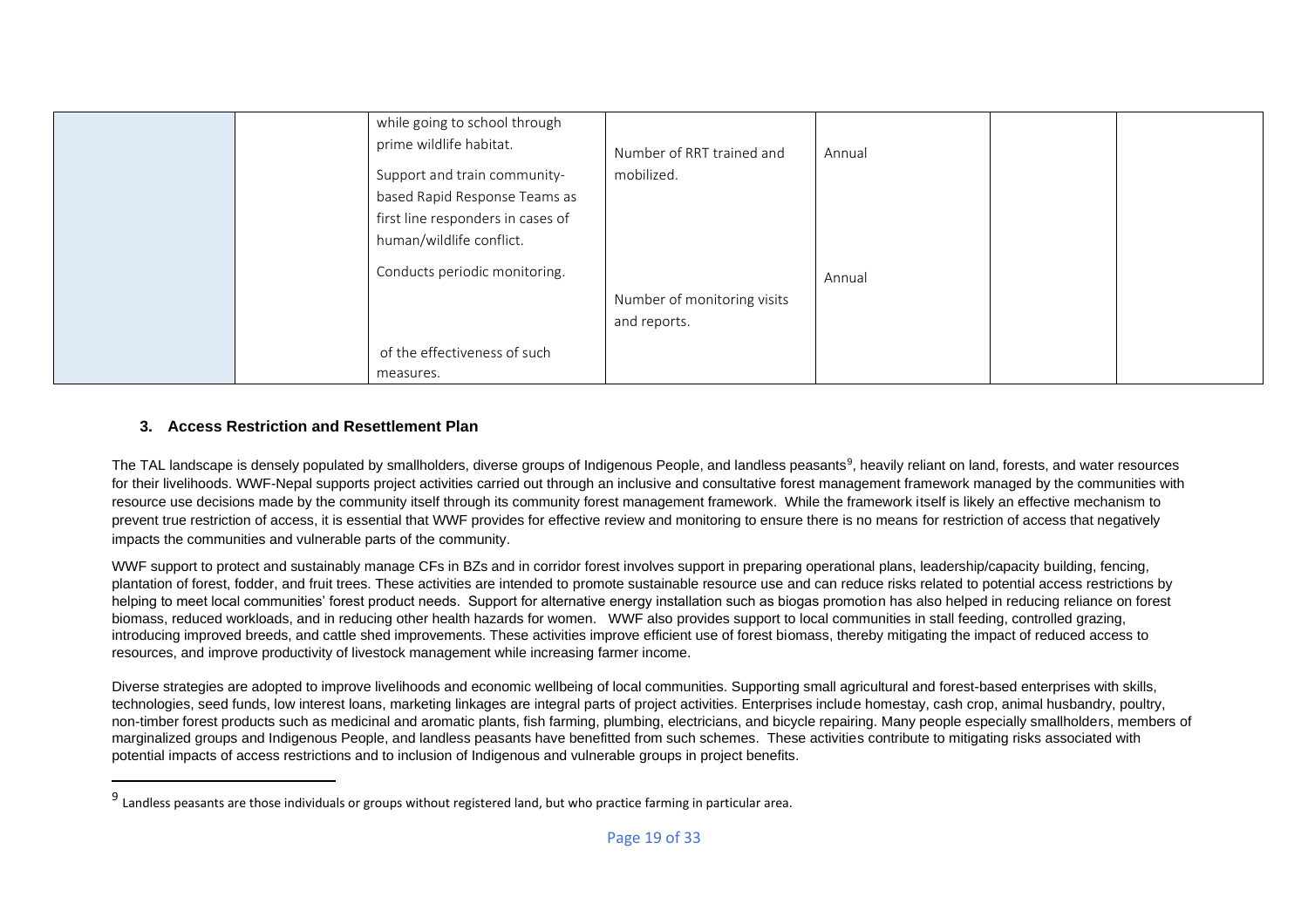| | | while going to school through prime wildlife habitat.<br><br>Support and train community-based Rapid Response Teams as first line responders in cases of human/wildlife conflict.<br><br>Conducts periodic monitoring.<br><br>of the effectiveness of such measures. | Number of RRT trained and mobilized.<br><br>Number of monitoring visits and reports. | Annual<br><br>Annual | | |
|---|---|---|---|---|---|---|

### 3. Access Restriction and Resettlement Plan

The TAL landscape is densely populated by smallholders, diverse groups of Indigenous People, and landless peasants[9], heavily reliant on land, forests, and water resources for their livelihoods. WWF-Nepal supports project activities carried out through an inclusive and consultative forest management framework managed by the communities with resource use decisions made by the community itself through its community forest management framework. While the framework itself is likely an effective mechanism to prevent true restriction of access, it is essential that WWF provides for effective review and monitoring to ensure there is no means for restriction of access that negatively impacts the communities and vulnerable parts of the community.

WWF support to protect and sustainably manage CFs in BZs and in corridor forest involves support in preparing operational plans, leadership/capacity building, fencing, plantation of forest, fodder, and fruit trees. These activities are intended to promote sustainable resource use and can reduce risks related to potential access restrictions by helping to meet local communities' forest product needs. Support for alternative energy installation such as biogas promotion has also helped in reducing reliance on forest biomass, reduced workloads, and in reducing other health hazards for women. WWF also provides support to local communities in stall feeding, controlled grazing, introducing improved breeds, and cattle shed improvements. These activities improve efficient use of forest biomass, thereby mitigating the impact of reduced access to resources, and improve productivity of livestock management while increasing farmer income.

Diverse strategies are adopted to improve livelihoods and economic wellbeing of local communities. Supporting small agricultural and forest-based enterprises with skills, technologies, seed funds, low interest loans, marketing linkages are integral parts of project activities. Enterprises include homestay, cash crop, animal husbandry, poultry, non-timber forest products such as medicinal and aromatic plants, fish farming, plumbing, electricians, and bicycle repairing. Many people especially smallholders, members of marginalized groups and Indigenous People, and landless peasants have benefitted from such schemes. These activities contribute to mitigating risks associated with potential impacts of access restrictions and to inclusion of Indigenous and vulnerable groups in project benefits.

[9] Landless peasants are those individuals or groups without registered land, but who practice farming in particular area.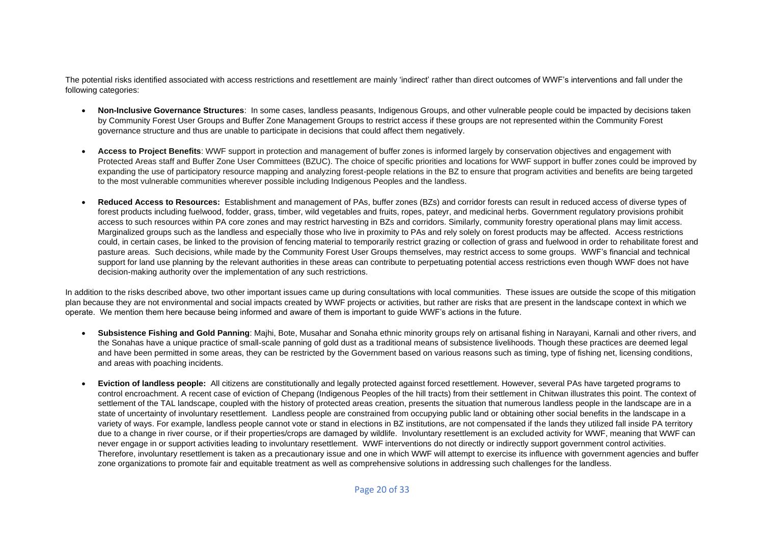The potential risks identified associated with access restrictions and resettlement are mainly 'indirect' rather than direct outcomes of WWF's interventions and fall under the following categories:

- **Non-Inclusive Governance Structures**: In some cases, landless peasants, Indigenous Groups, and other vulnerable people could be impacted by decisions taken by Community Forest User Groups and Buffer Zone Management Groups to restrict access if these groups are not represented within the Community Forest governance structure and thus are unable to participate in decisions that could affect them negatively.

- **Access to Project Benefits**: WWF support in protection and management of buffer zones is informed largely by conservation objectives and engagement with Protected Areas staff and Buffer Zone User Committees (BZUC). The choice of specific priorities and locations for WWF support in buffer zones could be improved by expanding the use of participatory resource mapping and analyzing forest-people relations in the BZ to ensure that program activities and benefits are being targeted to the most vulnerable communities wherever possible including Indigenous Peoples and the landless.

- **Reduced Access to Resources:** Establishment and management of PAs, buffer zones (BZs) and corridor forests can result in reduced access of diverse types of forest products including fuelwood, fodder, grass, timber, wild vegetables and fruits, ropes, pateyr, and medicinal herbs. Government regulatory provisions prohibit access to such resources within PA core zones and may restrict harvesting in BZs and corridors. Similarly, community forestry operational plans may limit access. Marginalized groups such as the landless and especially those who live in proximity to PAs and rely solely on forest products may be affected. Access restrictions could, in certain cases, be linked to the provision of fencing material to temporarily restrict grazing or collection of grass and fuelwood in order to rehabilitate forest and pasture areas. Such decisions, while made by the Community Forest User Groups themselves, may restrict access to some groups. WWF's financial and technical support for land use planning by the relevant authorities in these areas can contribute to perpetuating potential access restrictions even though WWF does not have decision-making authority over the implementation of any such restrictions.

In addition to the risks described above, two other important issues came up during consultations with local communities. These issues are outside the scope of this mitigation plan because they are not environmental and social impacts created by WWF projects or activities, but rather are risks that are present in the landscape context in which we operate. We mention them here because being informed and aware of them is important to guide WWF's actions in the future.

- **Subsistence Fishing and Gold Panning**: Majhi, Bote, Musahar and Sonaha ethnic minority groups rely on artisanal fishing in Narayani, Karnali and other rivers, and the Sonahas have a unique practice of small-scale panning of gold dust as a traditional means of subsistence livelihoods. Though these practices are deemed legal and have been permitted in some areas, they can be restricted by the Government based on various reasons such as timing, type of fishing net, licensing conditions, and areas with poaching incidents.

- **Eviction of landless people:** All citizens are constitutionally and legally protected against forced resettlement. However, several PAs have targeted programs to control encroachment. A recent case of eviction of Chepang (Indigenous Peoples of the hill tracts) from their settlement in Chitwan illustrates this point. The context of settlement of the TAL landscape, coupled with the history of protected areas creation, presents the situation that numerous landless people in the landscape are in a state of uncertainty of involuntary resettlement. Landless people are constrained from occupying public land or obtaining other social benefits in the landscape in a variety of ways. For example, landless people cannot vote or stand in elections in BZ institutions, are not compensated if the lands they utilized fall inside PA territory due to a change in river course, or if their properties/crops are damaged by wildlife. Involuntary resettlement is an excluded activity for WWF, meaning that WWF can never engage in or support activities leading to involuntary resettlement. WWF interventions do not directly or indirectly support government control activities. Therefore, involuntary resettlement is taken as a precautionary issue and one in which WWF will attempt to exercise its influence with government agencies and buffer zone organizations to promote fair and equitable treatment as well as comprehensive solutions in addressing such challenges for the landless.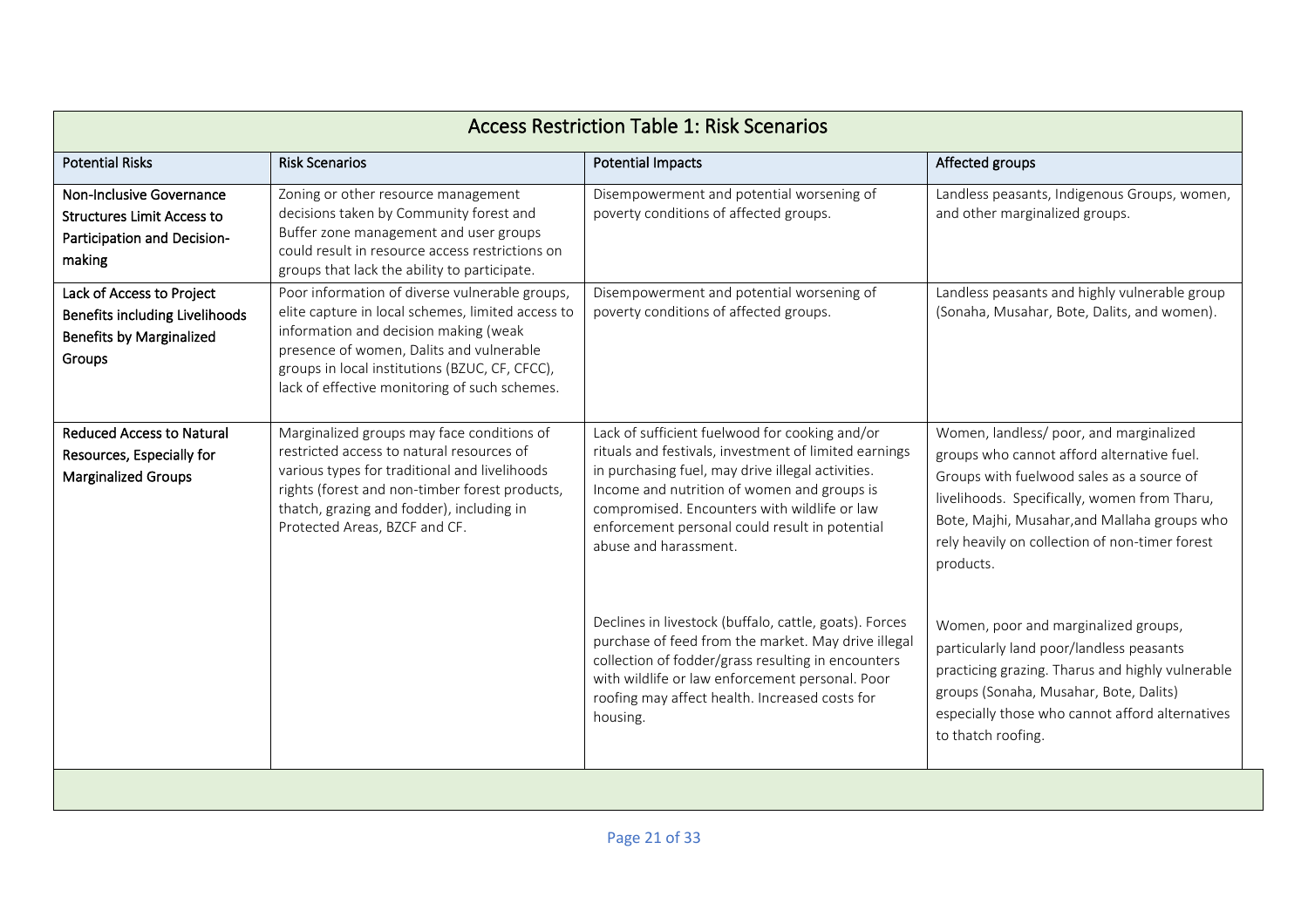| Access Restriction Table 1: Risk Scenarios | | | |
|---|---|---|---|
| Potential Risks | Risk Scenarios | Potential Impacts | Affected groups |
| **Non-Inclusive Governance Structures Limit Access to Participation and Decision-making** | Zoning or other resource management decisions taken by Community forest and Buffer zone management and user groups could result in resource access restrictions on groups that lack the ability to participate. | Disempowerment and potential worsening of poverty conditions of affected groups. | Landless peasants, Indigenous Groups, women, and other marginalized groups. |
| **Lack of Access to Project Benefits including Livelihoods Benefits by Marginalized Groups** | Poor information of diverse vulnerable groups, elite capture in local schemes, limited access to information and decision making (weak presence of women, Dalits and vulnerable groups in local institutions (BZUC, CF, CFCC), lack of effective monitoring of such schemes. | Disempowerment and potential worsening of poverty conditions of affected groups. | Landless peasants and highly vulnerable group (Sonaha, Musahar, Bote, Dalits, and women). |
| **Reduced Access to Natural Resources, Especially for Marginalized Groups** | Marginalized groups may face conditions of restricted access to natural resources of various types for traditional and livelihoods rights (forest and non-timber forest products, thatch, grazing and fodder), including in Protected Areas, BZCF and CF. | Lack of sufficient fuelwood for cooking and/or rituals and festivals, investment of limited earnings in purchasing fuel, may drive illegal activities. Income and nutrition of women and groups is compromised. Encounters with wildlife or law enforcement personal could result in potential abuse and harassment. | Women, landless/ poor, and marginalized groups who cannot afford alternative fuel. Groups with fuelwood sales as a source of livelihoods. Specifically, women from Tharu, Bote, Majhi, Musahar,and Mallaha groups who rely heavily on collection of non-timer forest products. |
| | | Declines in livestock (buffalo, cattle, goats). Forces purchase of feed from the market. May drive illegal collection of fodder/grass resulting in encounters with wildlife or law enforcement personal. Poor roofing may affect health. Increased costs for housing. | Women, poor and marginalized groups, particularly land poor/landless peasants practicing grazing. Tharus and highly vulnerable groups (Sonaha, Musahar, Bote, Dalits) especially those who cannot afford alternatives to thatch roofing. |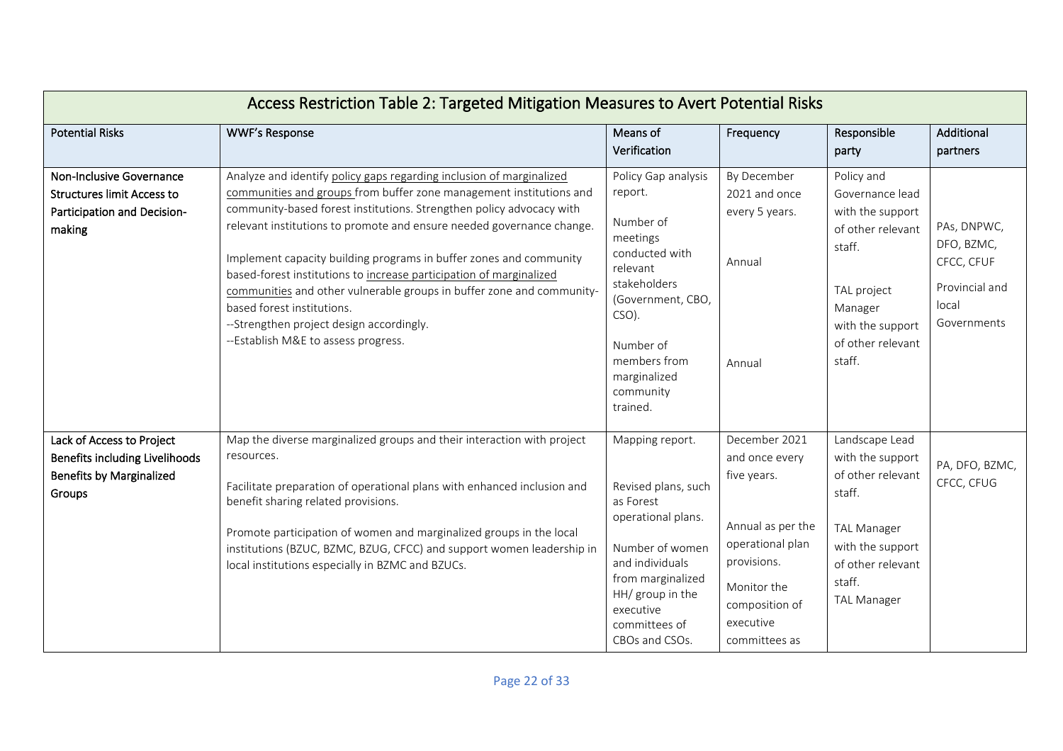| Access Restriction Table 2: Targeted Mitigation Measures to Avert Potential Risks | | | | | |
|---|---|---|---|---|---|
| **Potential Risks** | **WWF's Response** | **Means of Verification** | **Frequency** | **Responsible party** | **Additional partners** |
| **Non-Inclusive Governance Structures limit Access to Participation and Decision-making** | Analyze and identify policy gaps regarding inclusion of marginalized communities and groups from buffer zone management institutions and community-based forest institutions. Strengthen policy advocacy with relevant institutions to promote and ensure needed governance change.<br><br>Implement capacity building programs in buffer zones and community based-forest institutions to increase participation of marginalized communities and other vulnerable groups in buffer zone and community-based forest institutions.<br>--Strengthen project design accordingly.<br>--Establish M&E to assess progress. | Policy Gap analysis report.<br><br>Number of meetings conducted with relevant stakeholders (Government, CBO, CSO).<br><br>Number of members from marginalized community trained. | By December 2021 and once every 5 years.<br><br>Annual<br><br>Annual | Policy and Governance lead with the support of other relevant staff.<br><br>TAL project Manager with the support of other relevant staff. | PAs, DNPWC, DFO, BZMC, CFCC, CFUF<br><br>Provincial and local Governments |
| **Lack of Access to Project Benefits including Livelihoods Benefits by Marginalized Groups** | Map the diverse marginalized groups and their interaction with project resources.<br><br>Facilitate preparation of operational plans with enhanced inclusion and benefit sharing related provisions.<br><br>Promote participation of women and marginalized groups in the local institutions (BZUC, BZMC, BZUG, CFCC) and support women leadership in local institutions especially in BZMC and BZUCs. | Mapping report.<br><br>Revised plans, such as Forest operational plans.<br><br>Number of women and individuals from marginalized HH/ group in the executive committees of CBOs and CSOs. | December 2021 and once every five years.<br><br>Annual as per the operational plan provisions.<br><br>Monitor the composition of executive committees as | Landscape Lead with the support of other relevant staff.<br><br>TAL Manager with the support of other relevant staff.<br>TAL Manager | PA, DFO, BZMC, CFCC, CFUG |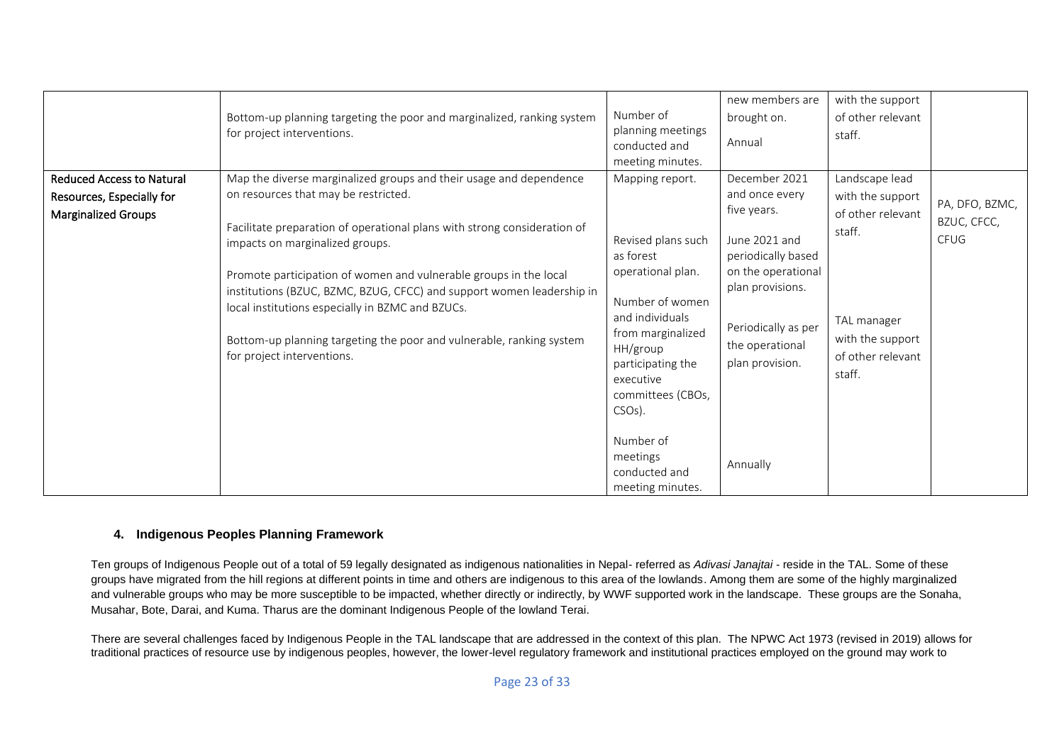| | | | | | |
|---|---|---|---|---|---|
| | Bottom-up planning targeting the poor and marginalized, ranking system for project interventions. | Number of planning meetings conducted and meeting minutes. | new members are brought on.<br><br>Annual | with the support of other relevant staff. | |
| **Reduced Access to Natural Resources, Especially for Marginalized Groups** | Map the diverse marginalized groups and their usage and dependence on resources that may be restricted.<br><br>Facilitate preparation of operational plans with strong consideration of impacts on marginalized groups.<br><br>Promote participation of women and vulnerable groups in the local institutions (BZUC, BZMC, BZUG, CFCC) and support women leadership in local institutions especially in BZMC and BZUCs.<br><br>Bottom-up planning targeting the poor and vulnerable, ranking system for project interventions. | Mapping report.<br><br>Revised plans such as forest operational plan.<br><br>Number of women and individuals from marginalized HH/group participating the executive committees (CBOs, CSOs).<br><br>Number of meetings conducted and meeting minutes. | December 2021 and once every five years.<br><br>June 2021 and periodically based on the operational plan provisions.<br><br>Periodically as per the operational plan provision.<br><br>Annually | Landscape lead with the support of other relevant staff.<br><br>TAL manager with the support of other relevant staff. | PA, DFO, BZMC, BZUC, CFCC, CFUG |

#### 4. Indigenous Peoples Planning Framework

Ten groups of Indigenous People out of a total of 59 legally designated as indigenous nationalities in Nepal- referred as *Adivasi Janajtai* - reside in the TAL. Some of these groups have migrated from the hill regions at different points in time and others are indigenous to this area of the lowlands. Among them are some of the highly marginalized and vulnerable groups who may be more susceptible to be impacted, whether directly or indirectly, by WWF supported work in the landscape. These groups are the Sonaha, Musahar, Bote, Darai, and Kuma. Tharus are the dominant Indigenous People of the lowland Terai.

There are several challenges faced by Indigenous People in the TAL landscape that are addressed in the context of this plan. The NPWC Act 1973 (revised in 2019) allows for traditional practices of resource use by indigenous peoples, however, the lower-level regulatory framework and institutional practices employed on the ground may work to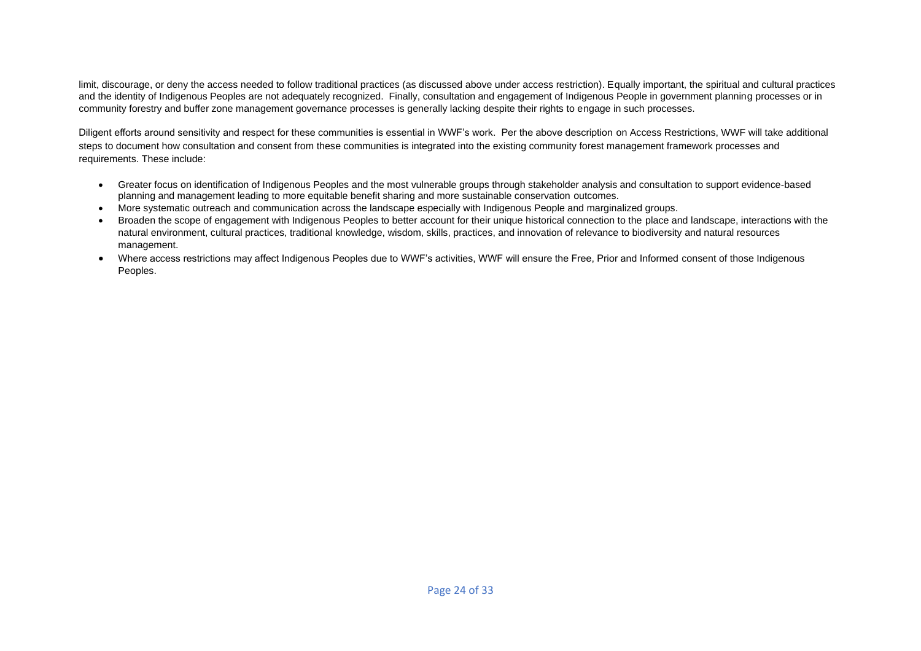limit, discourage, or deny the access needed to follow traditional practices (as discussed above under access restriction). Equally important, the spiritual and cultural practices and the identity of Indigenous Peoples are not adequately recognized. Finally, consultation and engagement of Indigenous People in government planning processes or in community forestry and buffer zone management governance processes is generally lacking despite their rights to engage in such processes.

Diligent efforts around sensitivity and respect for these communities is essential in WWF's work. Per the above description on Access Restrictions, WWF will take additional steps to document how consultation and consent from these communities is integrated into the existing community forest management framework processes and requirements. These include:

- Greater focus on identification of Indigenous Peoples and the most vulnerable groups through stakeholder analysis and consultation to support evidence-based planning and management leading to more equitable benefit sharing and more sustainable conservation outcomes.
- More systematic outreach and communication across the landscape especially with Indigenous People and marginalized groups.
- Broaden the scope of engagement with Indigenous Peoples to better account for their unique historical connection to the place and landscape, interactions with the natural environment, cultural practices, traditional knowledge, wisdom, skills, practices, and innovation of relevance to biodiversity and natural resources management.
- Where access restrictions may affect Indigenous Peoples due to WWF's activities, WWF will ensure the Free, Prior and Informed consent of those Indigenous Peoples.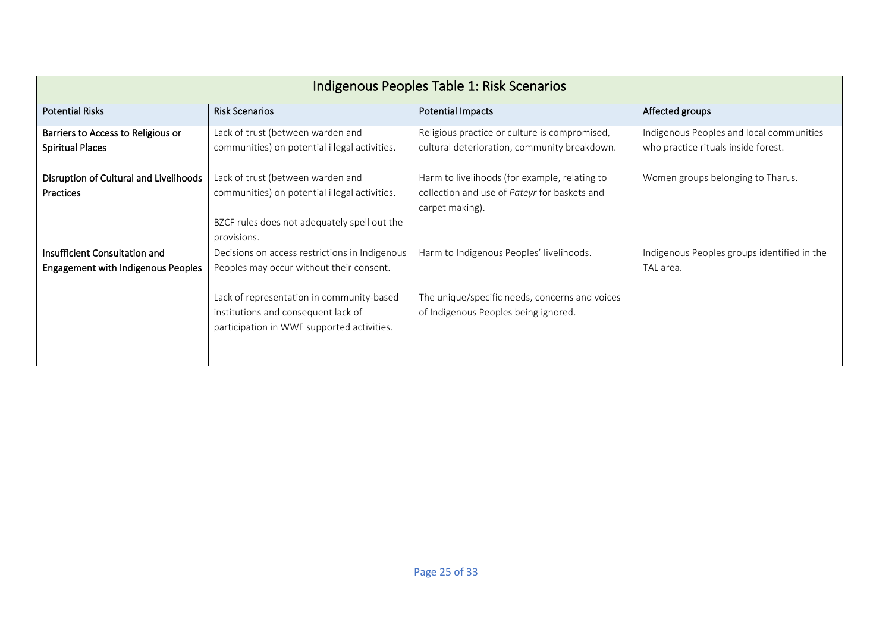| Indigenous Peoples Table 1: Risk Scenarios | | | |
|---|---|---|---|
| Potential Risks | Risk Scenarios | Potential Impacts | Affected groups |
| **Barriers to Access to Religious or Spiritual Places** | Lack of trust (between warden and communities) on potential illegal activities. | Religious practice or culture is compromised, cultural deterioration, community breakdown. | Indigenous Peoples and local communities who practice rituals inside forest. |
| **Disruption of Cultural and Livelihoods Practices** | Lack of trust (between warden and communities) on potential illegal activities.<br><br>BZCF rules does not adequately spell out the provisions. | Harm to livelihoods (for example, relating to collection and use of *Pateyr* for baskets and carpet making). | Women groups belonging to Tharus. |
| **Insufficient Consultation and Engagement with Indigenous Peoples** | Decisions on access restrictions in Indigenous Peoples may occur without their consent.<br><br>Lack of representation in community-based institutions and consequent lack of participation in WWF supported activities. | Harm to Indigenous Peoples' livelihoods.<br><br>The unique/specific needs, concerns and voices of Indigenous Peoples being ignored. | Indigenous Peoples groups identified in the TAL area. |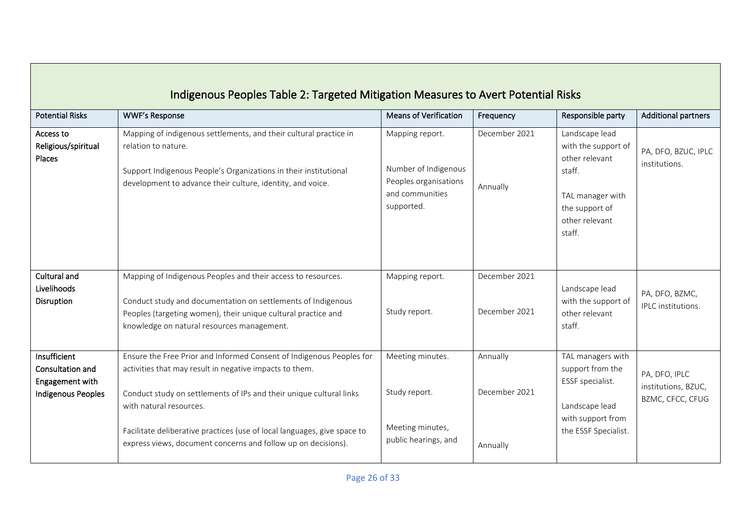| Indigenous Peoples Table 2: Targeted Mitigation Measures to Avert Potential Risks | | | | | |
|---|---|---|---|---|---|
| **Potential Risks** | **WWF's Response** | **Means of Verification** | **Frequency** | **Responsible party** | **Additional partners** |
| **Access to Religious/spiritual Places** | Mapping of indigenous settlements, and their cultural practice in relation to nature.<br><br>Support Indigenous People's Organizations in their institutional development to advance their culture, identity, and voice. | Mapping report.<br><br>Number of Indigenous Peoples organisations and communities supported. | December 2021<br><br>Annually | Landscape lead with the support of other relevant staff.<br><br>TAL manager with the support of other relevant staff. | PA, DFO, BZUC, IPLC institutions. |
| **Cultural and Livelihoods Disruption** | Mapping of Indigenous Peoples and their access to resources.<br><br>Conduct study and documentation on settlements of Indigenous Peoples (targeting women), their unique cultural practice and knowledge on natural resources management. | Mapping report.<br><br>Study report. | December 2021<br><br>December 2021 | Landscape lead with the support of other relevant staff. | PA, DFO, BZMC, IPLC institutions. |
| **Insufficient Consultation and Engagement with Indigenous Peoples** | Ensure the Free Prior and Informed Consent of Indigenous Peoples for activities that may result in negative impacts to them.<br><br>Conduct study on settlements of IPs and their unique cultural links with natural resources.<br><br>Facilitate deliberative practices (use of local languages, give space to express views, document concerns and follow up on decisions). | Meeting minutes.<br><br>Study report.<br><br>Meeting minutes, public hearings, and | Annually<br><br>December 2021<br><br>Annually | TAL managers with support from the ESSF specialist.<br><br>Landscape lead with support from the ESSF Specialist. | PA, DFO, IPLC institutions, BZUC, BZMC, CFCC, CFUG |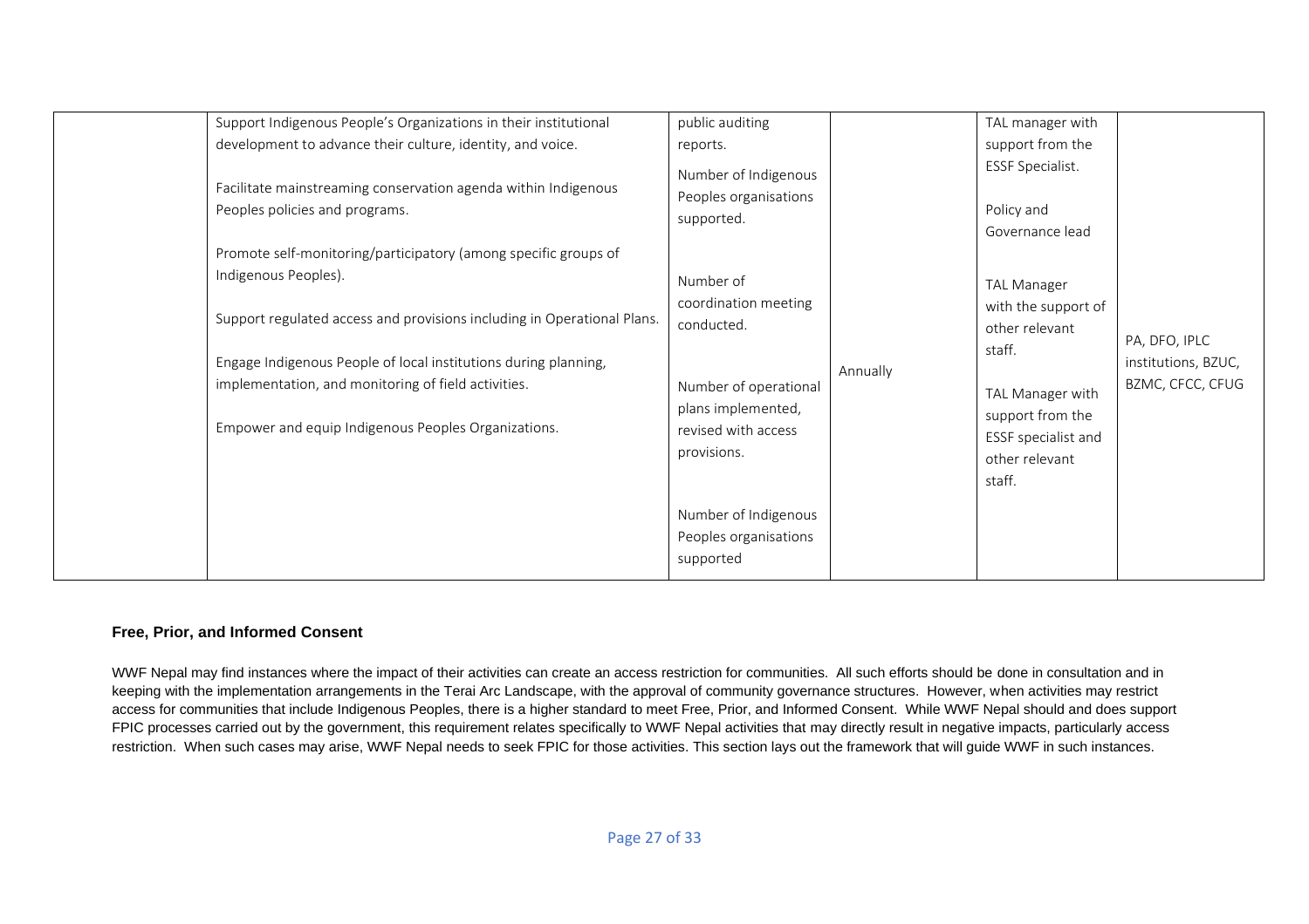|  | Support Indigenous People's Organizations in their institutional development to advance their culture, identity, and voice.<br><br>Facilitate mainstreaming conservation agenda within Indigenous Peoples policies and programs.<br><br>Promote self-monitoring/participatory (among specific groups of Indigenous Peoples).<br><br>Support regulated access and provisions including in Operational Plans.<br><br>Engage Indigenous People of local institutions during planning, implementation, and monitoring of field activities.<br><br>Empower and equip Indigenous Peoples Organizations. | public auditing reports.<br><br>Number of Indigenous Peoples organisations supported.<br><br>Number of coordination meeting conducted.<br><br>Number of operational plans implemented, revised with access provisions.<br><br>Number of Indigenous Peoples organisations supported | Annually | TAL manager with support from the ESSF Specialist.<br><br>Policy and Governance lead<br><br>TAL Manager with the support of other relevant staff.<br><br>TAL Manager with support from the ESSF specialist and other relevant staff. | PA, DFO, IPLC institutions, BZUC, BZMC, CFCC, CFUG |
|---|---|---|---|---|---|

**Free, Prior, and Informed Consent**

WWF Nepal may find instances where the impact of their activities can create an access restriction for communities. All such efforts should be done in consultation and in keeping with the implementation arrangements in the Terai Arc Landscape, with the approval of community governance structures. However, when activities may restrict access for communities that include Indigenous Peoples, there is a higher standard to meet Free, Prior, and Informed Consent. While WWF Nepal should and does support FPIC processes carried out by the government, this requirement relates specifically to WWF Nepal activities that may directly result in negative impacts, particularly access restriction. When such cases may arise, WWF Nepal needs to seek FPIC for those activities. This section lays out the framework that will guide WWF in such instances.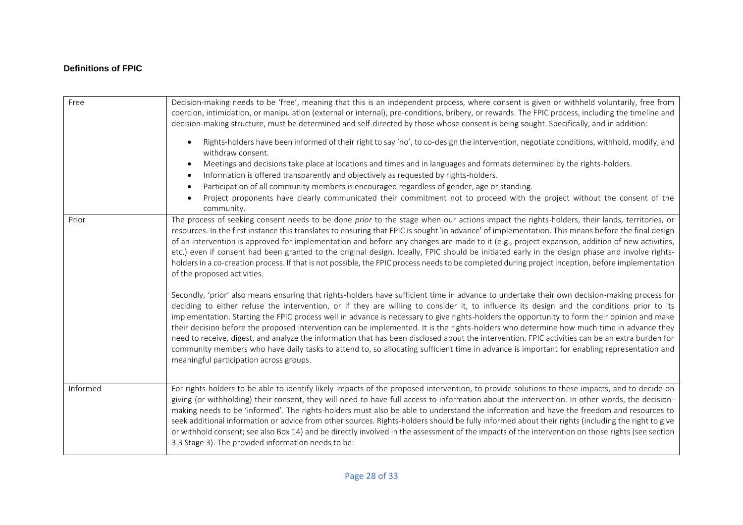#### Definitions of FPIC

| | |
|---|---|
| Free | Decision-making needs to be 'free', meaning that this is an independent process, where consent is given or withheld voluntarily, free from coercion, intimidation, or manipulation (external or internal), pre-conditions, bribery, or rewards. The FPIC process, including the timeline and decision-making structure, must be determined and self-directed by those whose consent is being sought. Specifically, and in addition: <br>• Rights-holders have been informed of their right to say 'no', to co-design the intervention, negotiate conditions, withhold, modify, and withdraw consent.<br>• Meetings and decisions take place at locations and times and in languages and formats determined by the rights-holders.<br>• Information is offered transparently and objectively as requested by rights-holders.<br>• Participation of all community members is encouraged regardless of gender, age or standing.<br>• Project proponents have clearly communicated their commitment not to proceed with the project without the consent of the community. |
| Prior | The process of seeking consent needs to be done *prior* to the stage when our actions impact the rights-holders, their lands, territories, or resources. In the first instance this translates to ensuring that FPIC is sought 'in advance' of implementation. This means before the final design of an intervention is approved for implementation and before any changes are made to it (e.g., project expansion, addition of new activities, etc.) even if consent had been granted to the original design. Ideally, FPIC should be initiated early in the design phase and involve rights-holders in a co-creation process. If that is not possible, the FPIC process needs to be completed during project inception, before implementation of the proposed activities.<br><br>Secondly, 'prior' also means ensuring that rights-holders have sufficient time in advance to undertake their own decision-making process for deciding to either refuse the intervention, or if they are willing to consider it, to influence its design and the conditions prior to its implementation. Starting the FPIC process well in advance is necessary to give rights-holders the opportunity to form their opinion and make their decision before the proposed intervention can be implemented. It is the rights-holders who determine how much time in advance they need to receive, digest, and analyze the information that has been disclosed about the intervention. FPIC activities can be an extra burden for community members who have daily tasks to attend to, so allocating sufficient time in advance is important for enabling representation and meaningful participation across groups. |
| Informed | For rights-holders to be able to identify likely impacts of the proposed intervention, to provide solutions to these impacts, and to decide on giving (or withholding) their consent, they will need to have full access to information about the intervention. In other words, the decision-making needs to be 'informed'. The rights-holders must also be able to understand the information and have the freedom and resources to seek additional information or advice from other sources. Rights-holders should be fully informed about their rights (including the right to give or withhold consent; see also Box 14) and be directly involved in the assessment of the impacts of the intervention on those rights (see section 3.3 Stage 3). The provided information needs to be: |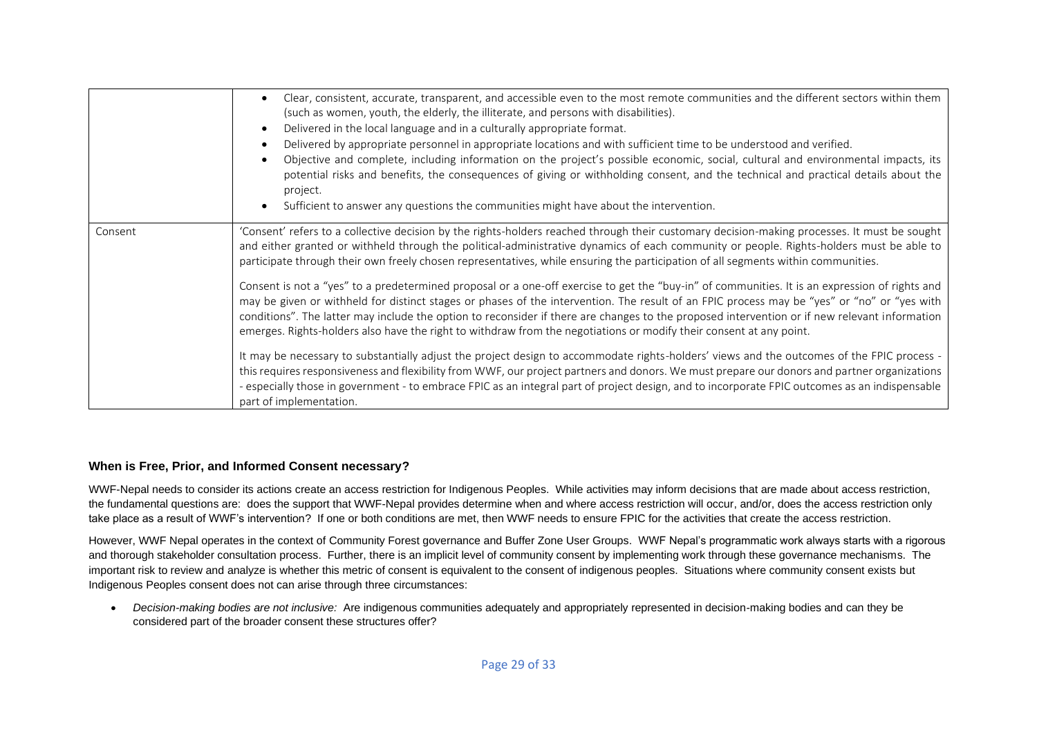| | |
|---|---|
| | • Clear, consistent, accurate, transparent, and accessible even to the most remote communities and the different sectors within them (such as women, youth, the elderly, the illiterate, and persons with disabilities).<br>• Delivered in the local language and in a culturally appropriate format.<br>• Delivered by appropriate personnel in appropriate locations and with sufficient time to be understood and verified.<br>• Objective and complete, including information on the project's possible economic, social, cultural and environmental impacts, its potential risks and benefits, the consequences of giving or withholding consent, and the technical and practical details about the project.<br>• Sufficient to answer any questions the communities might have about the intervention. |
| Consent | 'Consent' refers to a collective decision by the rights-holders reached through their customary decision-making processes. It must be sought and either granted or withheld through the political-administrative dynamics of each community or people. Rights-holders must be able to participate through their own freely chosen representatives, while ensuring the participation of all segments within communities.<br><br>Consent is not a "yes" to a predetermined proposal or a one-off exercise to get the "buy-in" of communities. It is an expression of rights and may be given or withheld for distinct stages or phases of the intervention. The result of an FPIC process may be "yes" or "no" or "yes with conditions". The latter may include the option to reconsider if there are changes to the proposed intervention or if new relevant information emerges. Rights-holders also have the right to withdraw from the negotiations or modify their consent at any point.<br><br>It may be necessary to substantially adjust the project design to accommodate rights-holders' views and the outcomes of the FPIC process - this requires responsiveness and flexibility from WWF, our project partners and donors. We must prepare our donors and partner organizations - especially those in government - to embrace FPIC as an integral part of project design, and to incorporate FPIC outcomes as an indispensable part of implementation. |

## When is Free, Prior, and Informed Consent necessary?

WWF-Nepal needs to consider its actions create an access restriction for Indigenous Peoples. While activities may inform decisions that are made about access restriction, the fundamental questions are: does the support that WWF-Nepal provides determine when and where access restriction will occur, and/or, does the access restriction only take place as a result of WWF's intervention? If one or both conditions are met, then WWF needs to ensure FPIC for the activities that create the access restriction.

However, WWF Nepal operates in the context of Community Forest governance and Buffer Zone User Groups. WWF Nepal's programmatic work always starts with a rigorous and thorough stakeholder consultation process. Further, there is an implicit level of community consent by implementing work through these governance mechanisms. The important risk to review and analyze is whether this metric of consent is equivalent to the consent of indigenous peoples. Situations where community consent exists but Indigenous Peoples consent does not can arise through three circumstances:

- *Decision-making bodies are not inclusive:* Are indigenous communities adequately and appropriately represented in decision-making bodies and can they be considered part of the broader consent these structures offer?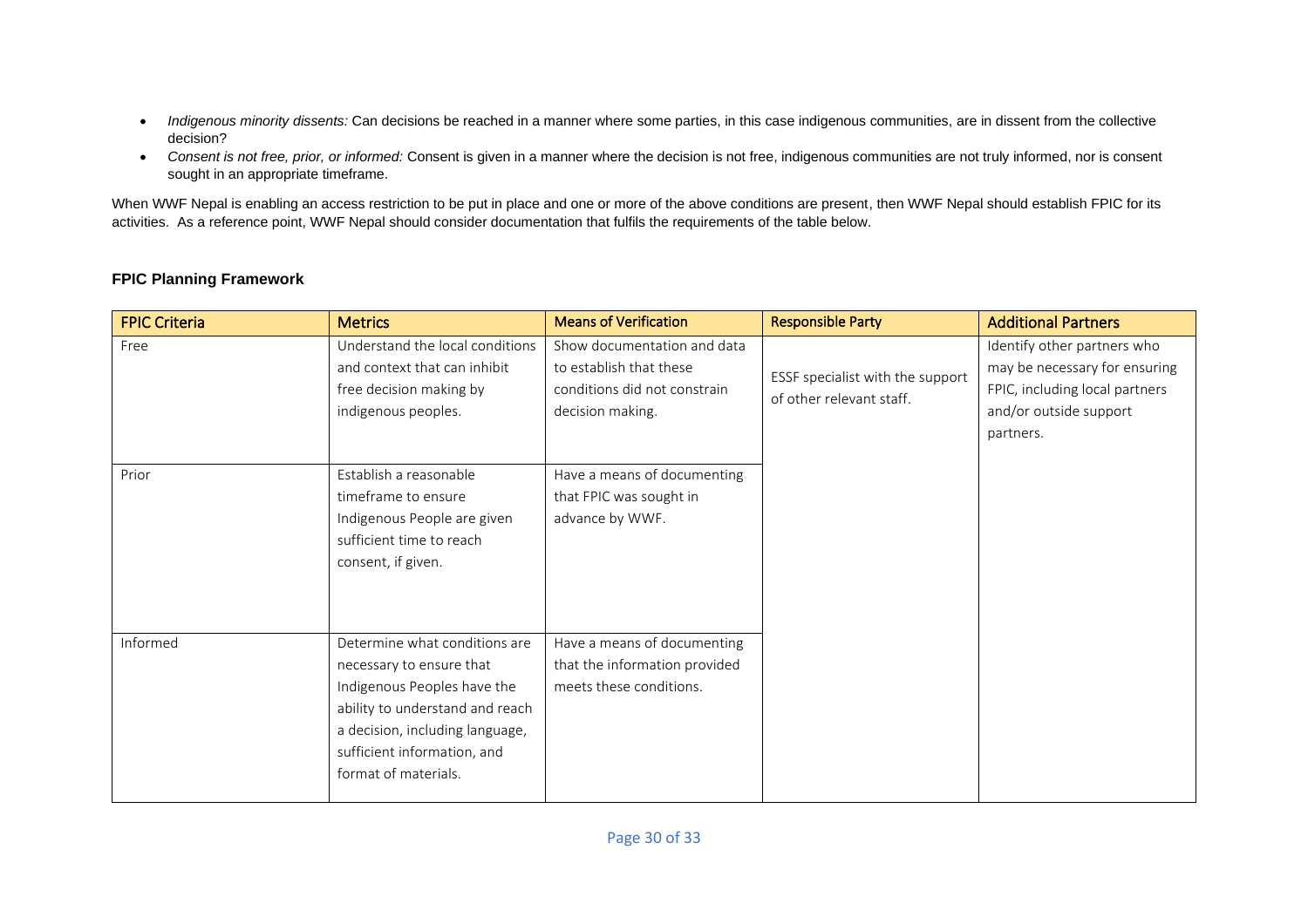- *Indigenous minority dissents:* Can decisions be reached in a manner where some parties, in this case indigenous communities, are in dissent from the collective decision?
- *Consent is not free, prior, or informed:* Consent is given in a manner where the decision is not free, indigenous communities are not truly informed, nor is consent sought in an appropriate timeframe.

When WWF Nepal is enabling an access restriction to be put in place and one or more of the above conditions are present, then WWF Nepal should establish FPIC for its activities. As a reference point, WWF Nepal should consider documentation that fulfils the requirements of the table below.

**FPIC Planning Framework**

| FPIC Criteria | Metrics | Means of Verification | Responsible Party | Additional Partners |
|---|---|---|---|---|
| Free | Understand the local conditions and context that can inhibit free decision making by indigenous peoples. | Show documentation and data to establish that these conditions did not constrain decision making. | ESSF specialist with the support of other relevant staff. | Identify other partners who may be necessary for ensuring FPIC, including local partners and/or outside support partners. |
| Prior | Establish a reasonable timeframe to ensure Indigenous People are given sufficient time to reach consent, if given. | Have a means of documenting that FPIC was sought in advance by WWF. | | |
| Informed | Determine what conditions are necessary to ensure that Indigenous Peoples have the ability to understand and reach a decision, including language, sufficient information, and format of materials. | Have a means of documenting that the information provided meets these conditions. | | |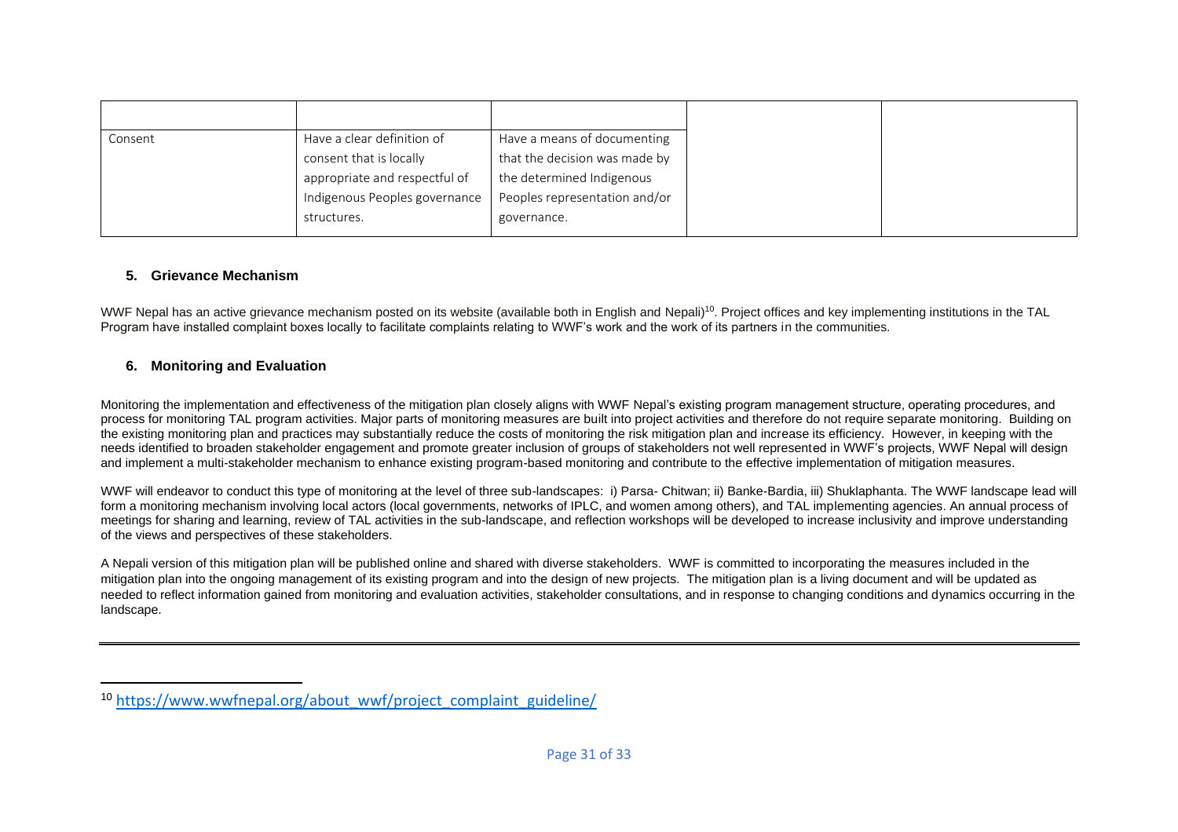| | | | | |
|---|---|---|---|---|
| Consent | Have a clear definition of consent that is locally appropriate and respectful of Indigenous Peoples governance structures. | Have a means of documenting that the decision was made by the determined Indigenous Peoples representation and/or governance. | | |

### 5. Grievance Mechanism

WWF Nepal has an active grievance mechanism posted on its website (available both in English and Nepali)[10]. Project offices and key implementing institutions in the TAL Program have installed complaint boxes locally to facilitate complaints relating to WWF's work and the work of its partners in the communities.

### 6. Monitoring and Evaluation

Monitoring the implementation and effectiveness of the mitigation plan closely aligns with WWF Nepal's existing program management structure, operating procedures, and process for monitoring TAL program activities. Major parts of monitoring measures are built into project activities and therefore do not require separate monitoring. Building on the existing monitoring plan and practices may substantially reduce the costs of monitoring the risk mitigation plan and increase its efficiency. However, in keeping with the needs identified to broaden stakeholder engagement and promote greater inclusion of groups of stakeholders not well represented in WWF's projects, WWF Nepal will design and implement a multi-stakeholder mechanism to enhance existing program-based monitoring and contribute to the effective implementation of mitigation measures.

WWF will endeavor to conduct this type of monitoring at the level of three sub-landscapes: i) Parsa- Chitwan; ii) Banke-Bardia, iii) Shuklaphanta. The WWF landscape lead will form a monitoring mechanism involving local actors (local governments, networks of IPLC, and women among others), and TAL implementing agencies. An annual process of meetings for sharing and learning, review of TAL activities in the sub-landscape, and reflection workshops will be developed to increase inclusivity and improve understanding of the views and perspectives of these stakeholders.

A Nepali version of this mitigation plan will be published online and shared with diverse stakeholders. WWF is committed to incorporating the measures included in the mitigation plan into the ongoing management of its existing program and into the design of new projects. The mitigation plan is a living document and will be updated as needed to reflect information gained from monitoring and evaluation activities, stakeholder consultations, and in response to changing conditions and dynamics occurring in the landscape.

---

[10] https://www.wwfnepal.org/about_wwf/project_complaint_guideline/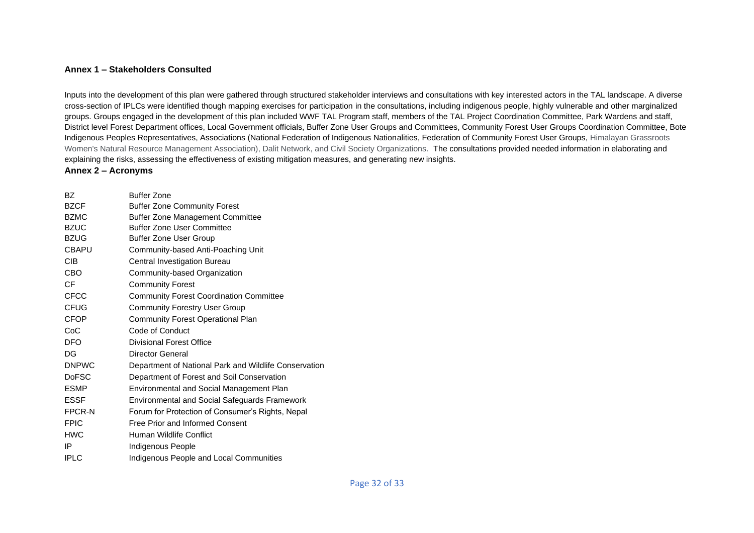**Annex 1 – Stakeholders Consulted**

Inputs into the development of this plan were gathered through structured stakeholder interviews and consultations with key interested actors in the TAL landscape. A diverse cross-section of IPLCs were identified though mapping exercises for participation in the consultations, including indigenous people, highly vulnerable and other marginalized groups. Groups engaged in the development of this plan included WWF TAL Program staff, members of the TAL Project Coordination Committee, Park Wardens and staff, District level Forest Department offices, Local Government officials, Buffer Zone User Groups and Committees, Community Forest User Groups Coordination Committee, Bote Indigenous Peoples Representatives, Associations (National Federation of Indigenous Nationalities, Federation of Community Forest User Groups, Himalayan Grassroots Women's Natural Resource Management Association), Dalit Network, and Civil Society Organizations. The consultations provided needed information in elaborating and explaining the risks, assessing the effectiveness of existing mitigation measures, and generating new insights.

**Annex 2 – Acronyms**

| | |
|---|---|
| BZ | Buffer Zone |
| BZCF | Buffer Zone Community Forest |
| BZMC | Buffer Zone Management Committee |
| BZUC | Buffer Zone User Committee |
| BZUG | Buffer Zone User Group |
| CBAPU | Community-based Anti-Poaching Unit |
| CIB | Central Investigation Bureau |
| CBO | Community-based Organization |
| CF | Community Forest |
| CFCC | Community Forest Coordination Committee |
| CFUG | Community Forestry User Group |
| CFOP | Community Forest Operational Plan |
| CoC | Code of Conduct |
| DFO | Divisional Forest Office |
| DG | Director General |
| DNPWC | Department of National Park and Wildlife Conservation |
| DoFSC | Department of Forest and Soil Conservation |
| ESMP | Environmental and Social Management Plan |
| ESSF | Environmental and Social Safeguards Framework |
| FPCR-N | Forum for Protection of Consumer's Rights, Nepal |
| FPIC | Free Prior and Informed Consent |
| HWC | Human Wildlife Conflict |
| IP | Indigenous People |
| IPLC | Indigenous People and Local Communities |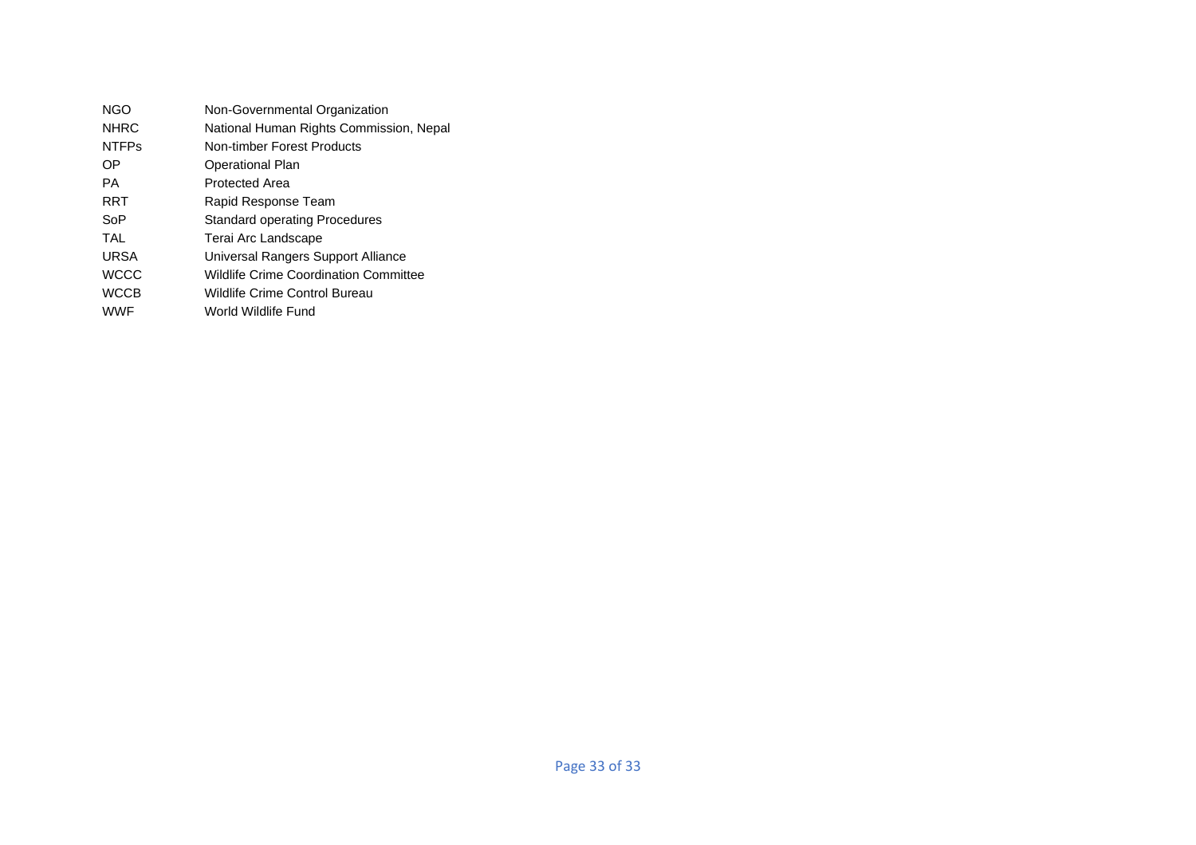| | |
|---|---|
| NGO | Non-Governmental Organization |
| NHRC | National Human Rights Commission, Nepal |
| NTFPs | Non-timber Forest Products |
| OP | Operational Plan |
| PA | Protected Area |
| RRT | Rapid Response Team |
| SoP | Standard operating Procedures |
| TAL | Terai Arc Landscape |
| URSA | Universal Rangers Support Alliance |
| WCCC | Wildlife Crime Coordination Committee |
| WCCB | Wildlife Crime Control Bureau |
| WWF | World Wildlife Fund |